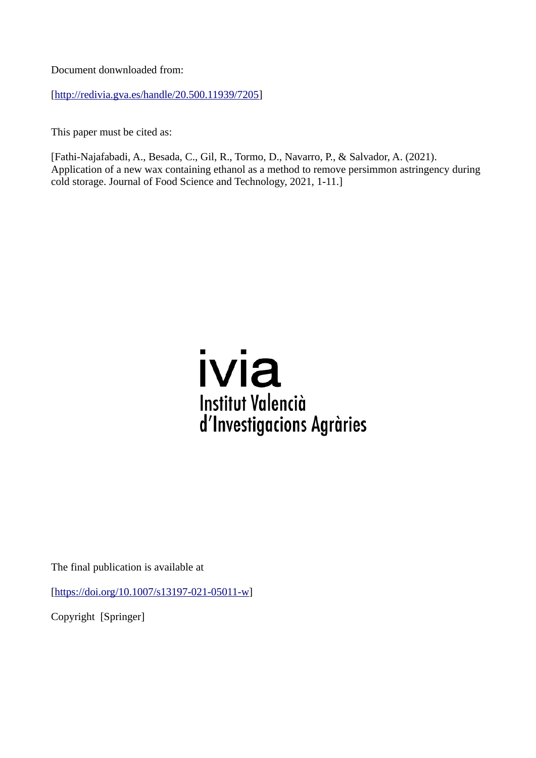Document donwnloaded from:

[http://redivia.gva.es/handle/20.500.11939/7205]

This paper must be cited as:

[Fathi-Najafabadi, A., Besada, C., Gil, R., Tormo, D., Navarro, P., & Salvador, A. (2021). Application of a new wax containing ethanol as a method to remove persimmon astringency during cold storage. Journal of Food Science and Technology, 2021, 1-11.]

ivia
Institut Valencià
d'Investigacions Agràries

The final publication is available at

[https://doi.org/10.1007/s13197-021-05011-w]

Copyright [Springer]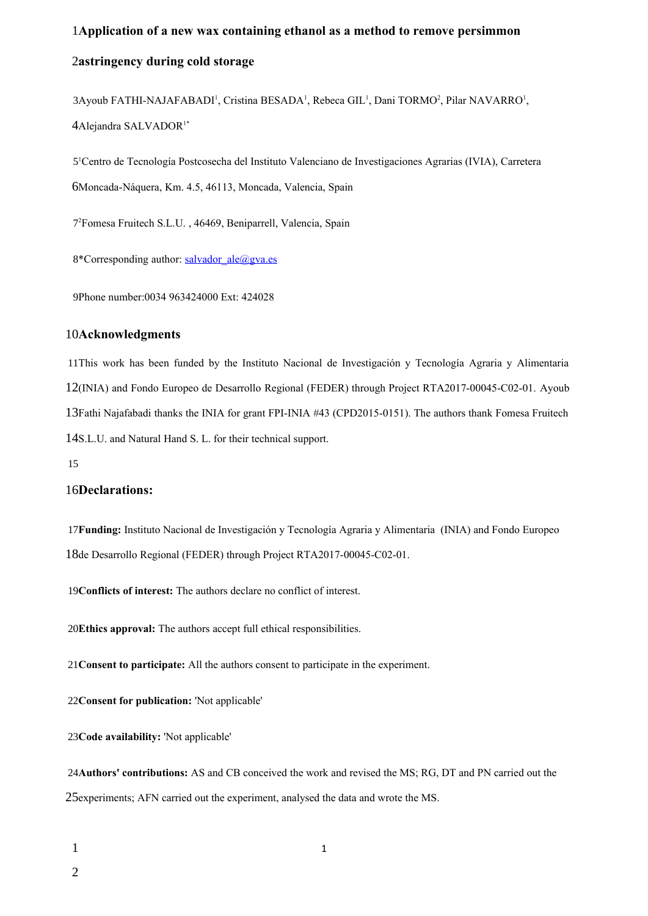# Application of a new wax containing ethanol as a method to remove persimmon astringency during cold storage

Ayoub FATHI-NAJAFABADI[1], Cristina BESADA[1], Rebeca GIL[1], Dani TORMO[2], Pilar NAVARRO[1], Alejandra SALVADOR[1*]

[1]Centro de Tecnología Postcosecha del Instituto Valenciano de Investigaciones Agrarias (IVIA), Carretera Moncada-Náquera, Km. 4.5, 46113, Moncada, Valencia, Spain

[2]Fomesa Fruitech S.L.U. , 46469, Beniparrell, Valencia, Spain

*Corresponding author: salvador_ale@gva.es

Phone number:0034 963424000 Ext: 424028

## Acknowledgments

This work has been funded by the Instituto Nacional de Investigación y Tecnología Agraria y Alimentaria (INIA) and Fondo Europeo de Desarrollo Regional (FEDER) through Project RTA2017-00045-C02-01. Ayoub Fathi Najafabadi thanks the INIA for grant FPI-INIA #43 (CPD2015-0151). The authors thank Fomesa Fruitech S.L.U. and Natural Hand S. L. for their technical support.

## Declarations:

**Funding:** Instituto Nacional de Investigación y Tecnología Agraria y Alimentaria (INIA) and Fondo Europeo de Desarrollo Regional (FEDER) through Project RTA2017-00045-C02-01.

**Conflicts of interest:** The authors declare no conflict of interest.

**Ethics approval:** The authors accept full ethical responsibilities.

**Consent to participate:** All the authors consent to participate in the experiment.

**Consent for publication:** 'Not applicable'

**Code availability:** 'Not applicable'

**Authors' contributions:** AS and CB conceived the work and revised the MS; RG, DT and PN carried out the experiments; AFN carried out the experiment, analysed the data and wrote the MS.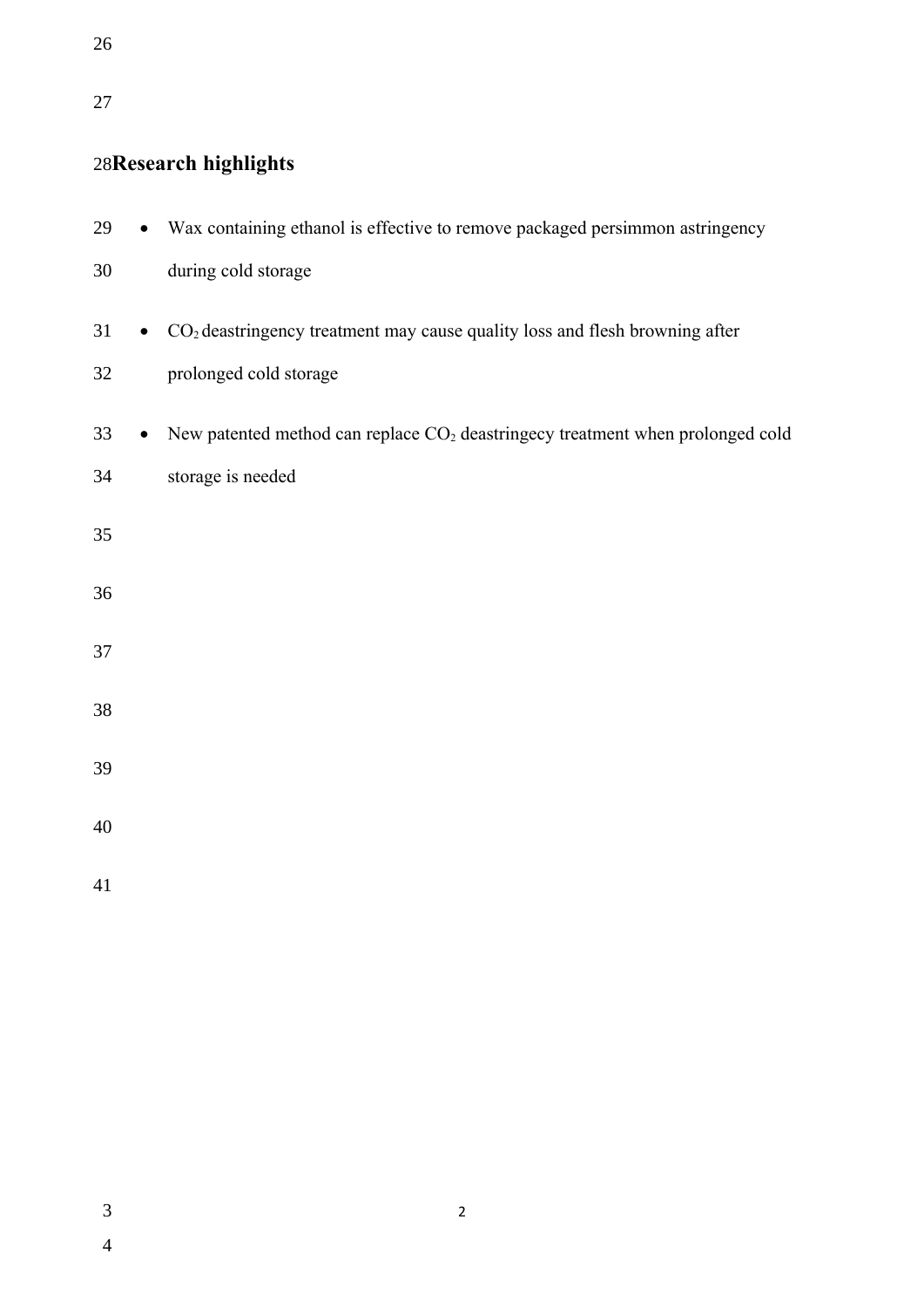## Research highlights

- Wax containing ethanol is effective to remove packaged persimmon astringency during cold storage
- $CO_2$ deastringency treatment may cause quality loss and flesh browning after prolonged cold storage
- New patented method can replace $CO_2$ deastringecy treatment when prolonged cold storage is needed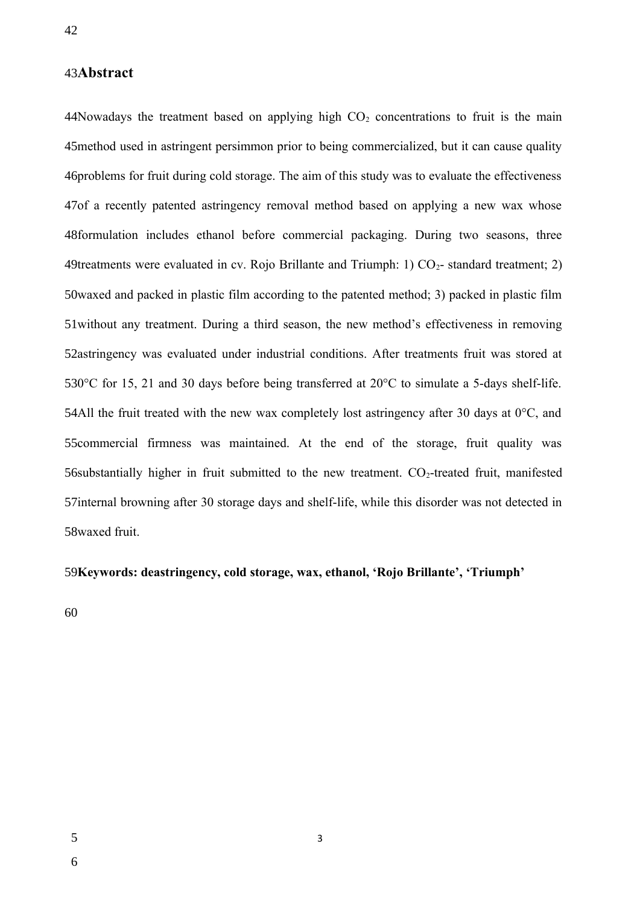## Abstract

Nowadays the treatment based on applying high $CO_2$ concentrations to fruit is the main method used in astringent persimmon prior to being commercialized, but it can cause quality problems for fruit during cold storage. The aim of this study was to evaluate the effectiveness of a recently patented astringency removal method based on applying a new wax whose formulation includes ethanol before commercial packaging. During two seasons, three treatments were evaluated in cv. Rojo Brillante and Triumph: 1) $CO_2$- standard treatment; 2) waxed and packed in plastic film according to the patented method; 3) packed in plastic film without any treatment. During a third season, the new method's effectiveness in removing astringency was evaluated under industrial conditions. After treatments fruit was stored at 0°C for 15, 21 and 30 days before being transferred at 20°C to simulate a 5-days shelf-life. All the fruit treated with the new wax completely lost astringency after 30 days at 0°C, and commercial firmness was maintained. At the end of the storage, fruit quality was substantially higher in fruit submitted to the new treatment. $CO_2$-treated fruit, manifested internal browning after 30 storage days and shelf-life, while this disorder was not detected in waxed fruit.

**Keywords: deastringency, cold storage, wax, ethanol, 'Rojo Brillante', 'Triumph'**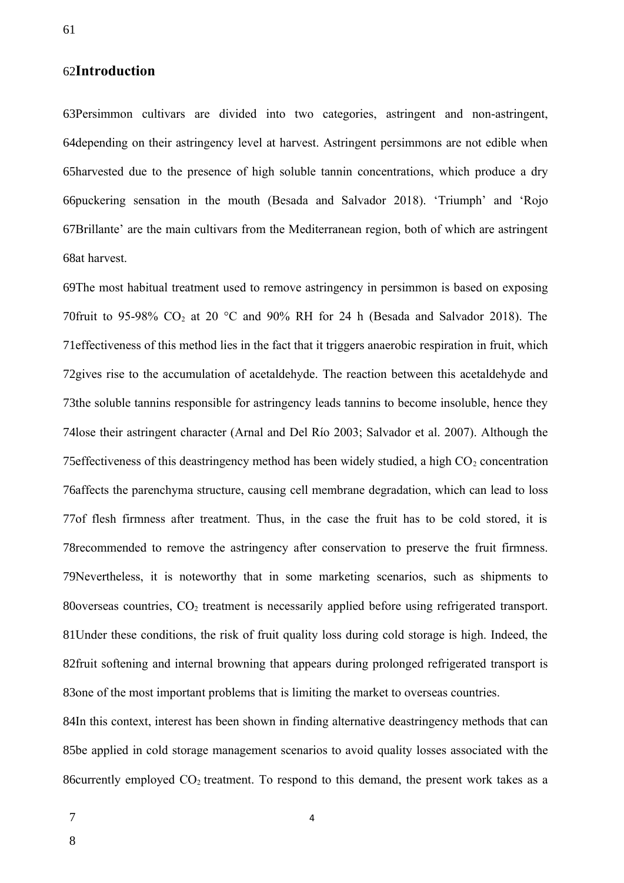## Introduction

Persimmon cultivars are divided into two categories, astringent and non-astringent, depending on their astringency level at harvest. Astringent persimmons are not edible when harvested due to the presence of high soluble tannin concentrations, which produce a dry puckering sensation in the mouth (Besada and Salvador 2018). ‘Triumph’ and ‘Rojo Brillante’ are the main cultivars from the Mediterranean region, both of which are astringent at harvest.

The most habitual treatment used to remove astringency in persimmon is based on exposing fruit to 95-98% $CO_2$ at 20 °C and 90% RH for 24 h (Besada and Salvador 2018). The effectiveness of this method lies in the fact that it triggers anaerobic respiration in fruit, which gives rise to the accumulation of acetaldehyde. The reaction between this acetaldehyde and the soluble tannins responsible for astringency leads tannins to become insoluble, hence they lose their astringent character (Arnal and Del Río 2003; Salvador et al. 2007). Although the effectiveness of this deastringency method has been widely studied, a high $CO_2$ concentration affects the parenchyma structure, causing cell membrane degradation, which can lead to loss of flesh firmness after treatment. Thus, in the case the fruit has to be cold stored, it is recommended to remove the astringency after conservation to preserve the fruit firmness. Nevertheless, it is noteworthy that in some marketing scenarios, such as shipments to overseas countries, $CO_2$ treatment is necessarily applied before using refrigerated transport. Under these conditions, the risk of fruit quality loss during cold storage is high. Indeed, the fruit softening and internal browning that appears during prolonged refrigerated transport is one of the most important problems that is limiting the market to overseas countries.

In this context, interest has been shown in finding alternative deastringency methods that can be applied in cold storage management scenarios to avoid quality losses associated with the currently employed $CO_2$ treatment. To respond to this demand, the present work takes as a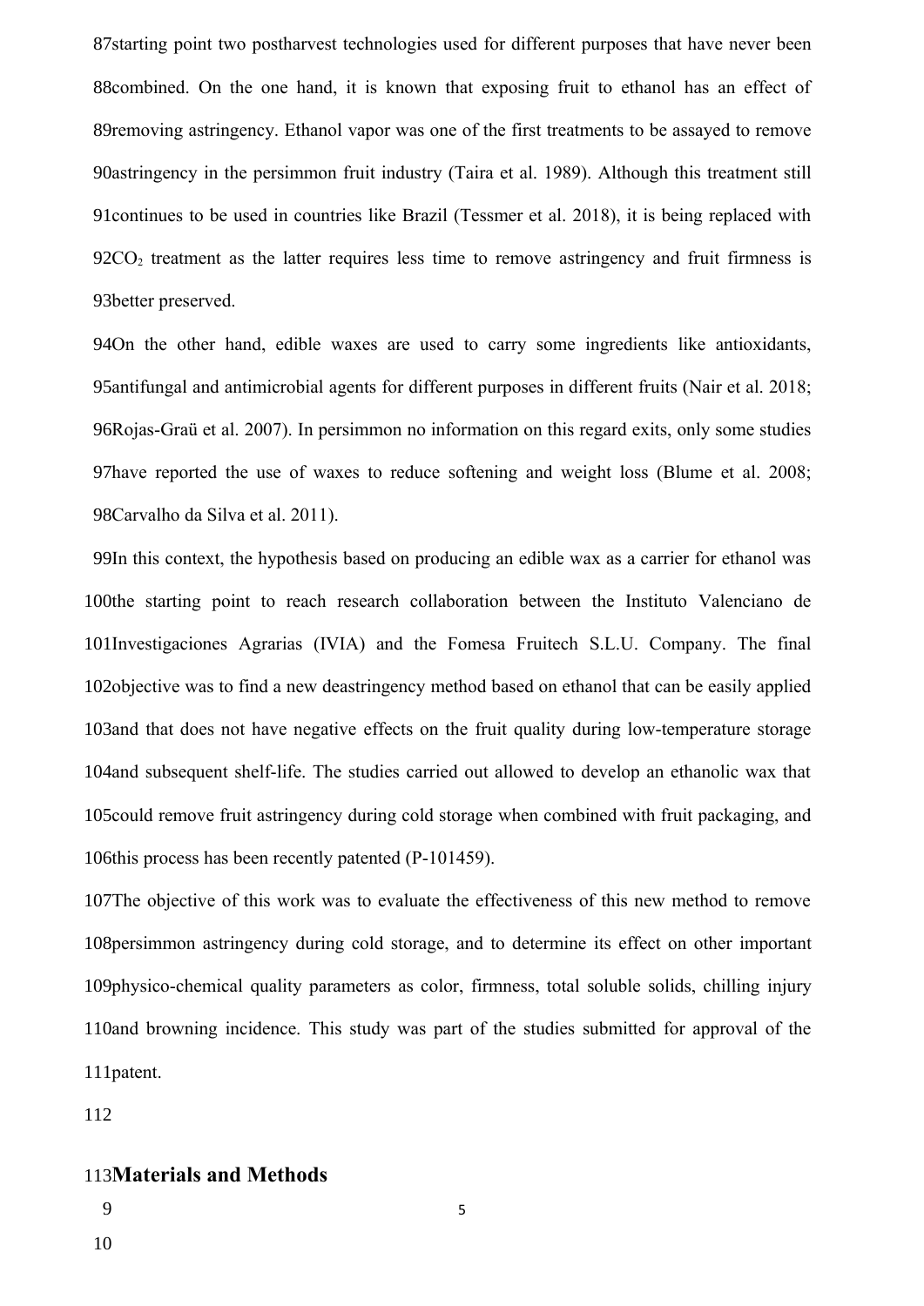starting point two postharvest technologies used for different purposes that have never been combined. On the one hand, it is known that exposing fruit to ethanol has an effect of removing astringency. Ethanol vapor was one of the first treatments to be assayed to remove astringency in the persimmon fruit industry (Taira et al. 1989). Although this treatment still continues to be used in countries like Brazil (Tessmer et al. 2018), it is being replaced with $CO_2$ treatment as the latter requires less time to remove astringency and fruit firmness is better preserved.

On the other hand, edible waxes are used to carry some ingredients like antioxidants, antifungal and antimicrobial agents for different purposes in different fruits (Nair et al. 2018; Rojas-Graü et al. 2007). In persimmon no information on this regard exits, only some studies have reported the use of waxes to reduce softening and weight loss (Blume et al. 2008; Carvalho da Silva et al. 2011).

In this context, the hypothesis based on producing an edible wax as a carrier for ethanol was the starting point to reach research collaboration between the Instituto Valenciano de Investigaciones Agrarias (IVIA) and the Fomesa Fruitech S.L.U. Company. The final objective was to find a new deastringency method based on ethanol that can be easily applied and that does not have negative effects on the fruit quality during low-temperature storage and subsequent shelf-life. The studies carried out allowed to develop an ethanolic wax that could remove fruit astringency during cold storage when combined with fruit packaging, and this process has been recently patented (P-101459).

The objective of this work was to evaluate the effectiveness of this new method to remove persimmon astringency during cold storage, and to determine its effect on other important physico-chemical quality parameters as color, firmness, total soluble solids, chilling injury and browning incidence. This study was part of the studies submitted for approval of the patent.

## Materials and Methods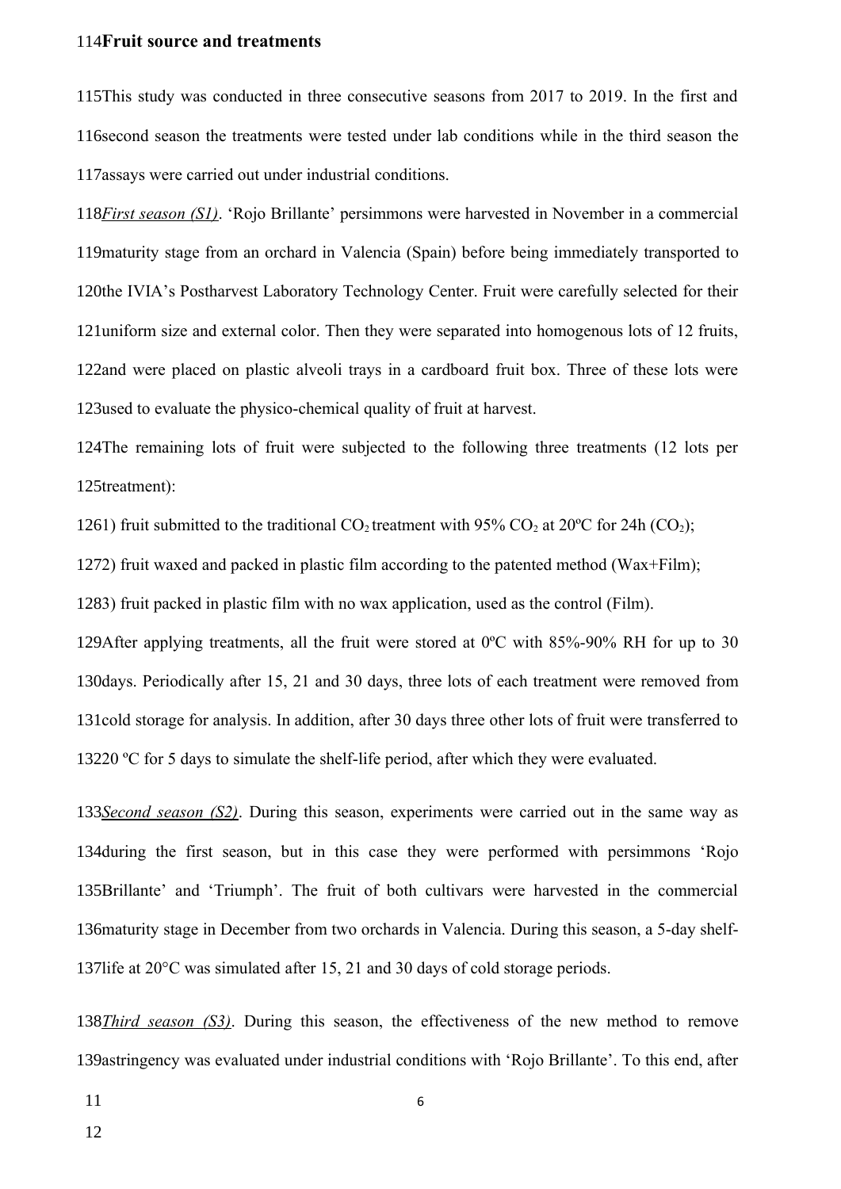### Fruit source and treatments

This study was conducted in three consecutive seasons from 2017 to 2019. In the first and second season the treatments were tested under lab conditions while in the third season the assays were carried out under industrial conditions.

*First season (S1)*. 'Rojo Brillante' persimmons were harvested in November in a commercial maturity stage from an orchard in Valencia (Spain) before being immediately transported to the IVIA's Postharvest Laboratory Technology Center. Fruit were carefully selected for their uniform size and external color. Then they were separated into homogenous lots of 12 fruits, and were placed on plastic alveoli trays in a cardboard fruit box. Three of these lots were used to evaluate the physico-chemical quality of fruit at harvest.

The remaining lots of fruit were subjected to the following three treatments (12 lots per treatment):

1) fruit submitted to the traditional $CO_2$ treatment with 95% $CO_2$ at 20ºC for 24h ($CO_2$);

2) fruit waxed and packed in plastic film according to the patented method (Wax+Film);

3) fruit packed in plastic film with no wax application, used as the control (Film).

After applying treatments, all the fruit were stored at 0ºC with 85%-90% RH for up to 30 days. Periodically after 15, 21 and 30 days, three lots of each treatment were removed from cold storage for analysis. In addition, after 30 days three other lots of fruit were transferred to 20 ºC for 5 days to simulate the shelf-life period, after which they were evaluated.

*Second season (S2)*. During this season, experiments were carried out in the same way as during the first season, but in this case they were performed with persimmons 'Rojo Brillante' and 'Triumph'. The fruit of both cultivars were harvested in the commercial maturity stage in December from two orchards in Valencia. During this season, a 5-day shelf-life at 20°C was simulated after 15, 21 and 30 days of cold storage periods.

*Third season (S3)*. During this season, the effectiveness of the new method to remove astringency was evaluated under industrial conditions with 'Rojo Brillante'. To this end, after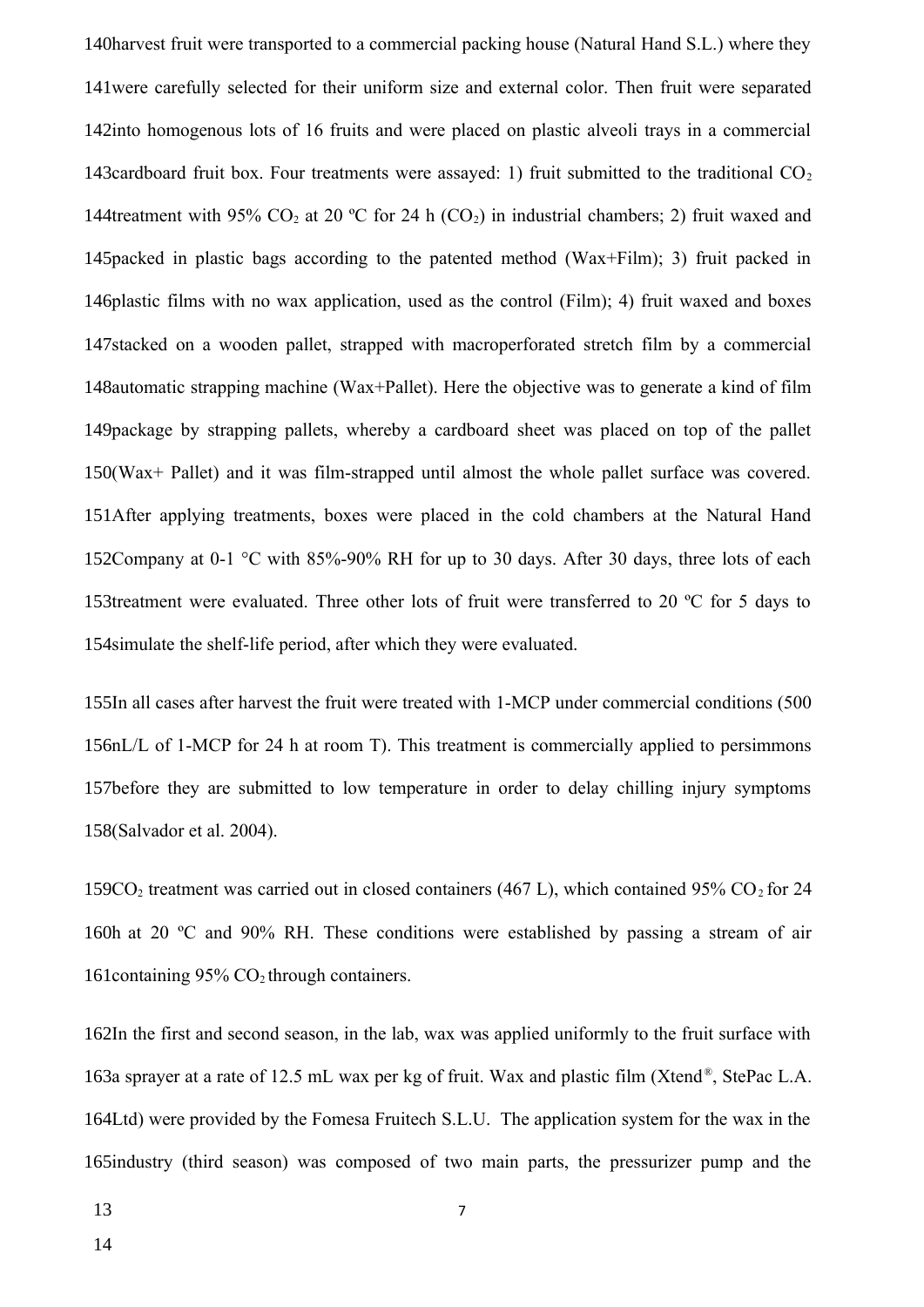harvest fruit were transported to a commercial packing house (Natural Hand S.L.) where they were carefully selected for their uniform size and external color. Then fruit were separated into homogenous lots of 16 fruits and were placed on plastic alveoli trays in a commercial cardboard fruit box. Four treatments were assayed: 1) fruit submitted to the traditional $CO_2$ treatment with 95% $CO_2$ at 20 ºC for 24 h ($CO_2$) in industrial chambers; 2) fruit waxed and packed in plastic bags according to the patented method (Wax+Film); 3) fruit packed in plastic films with no wax application, used as the control (Film); 4) fruit waxed and boxes stacked on a wooden pallet, strapped with macroperforated stretch film by a commercial automatic strapping machine (Wax+Pallet). Here the objective was to generate a kind of film package by strapping pallets, whereby a cardboard sheet was placed on top of the pallet (Wax+ Pallet) and it was film-strapped until almost the whole pallet surface was covered. After applying treatments, boxes were placed in the cold chambers at the Natural Hand Company at 0-1 °C with 85%-90% RH for up to 30 days. After 30 days, three lots of each treatment were evaluated. Three other lots of fruit were transferred to 20 ºC for 5 days to simulate the shelf-life period, after which they were evaluated.

In all cases after harvest the fruit were treated with 1-MCP under commercial conditions (500 nL/L of 1-MCP for 24 h at room T). This treatment is commercially applied to persimmons before they are submitted to low temperature in order to delay chilling injury symptoms (Salvador et al. 2004).

$CO_2$ treatment was carried out in closed containers (467 L), which contained 95% $CO_2$ for 24 h at 20 ºC and 90% RH. These conditions were established by passing a stream of air containing 95% $CO_2$ through containers.

In the first and second season, in the lab, wax was applied uniformly to the fruit surface with a sprayer at a rate of 12.5 mL wax per kg of fruit. Wax and plastic film (Xtend®, StePac L.A. Ltd) were provided by the Fomesa Fruitech S.L.U. The application system for the wax in the industry (third season) was composed of two main parts, the pressurizer pump and the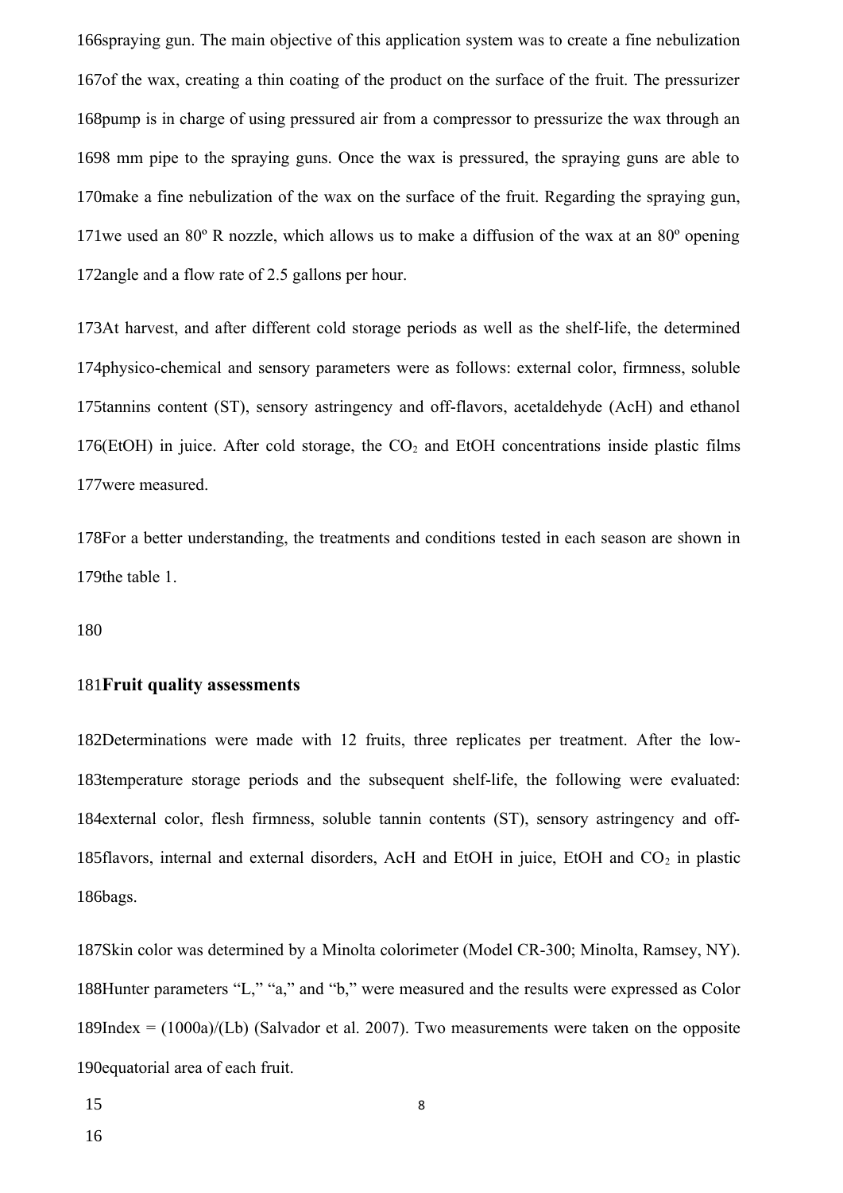spraying gun. The main objective of this application system was to create a fine nebulization of the wax, creating a thin coating of the product on the surface of the fruit. The pressurizer pump is in charge of using pressured air from a compressor to pressurize the wax through an 8 mm pipe to the spraying guns. Once the wax is pressured, the spraying guns are able to make a fine nebulization of the wax on the surface of the fruit. Regarding the spraying gun, we used an 80º R nozzle, which allows us to make a diffusion of the wax at an 80º opening angle and a flow rate of 2.5 gallons per hour.

At harvest, and after different cold storage periods as well as the shelf-life, the determined physico-chemical and sensory parameters were as follows: external color, firmness, soluble tannins content (ST), sensory astringency and off-flavors, acetaldehyde (AcH) and ethanol (EtOH) in juice. After cold storage, the $CO_2$ and EtOH concentrations inside plastic films were measured.

For a better understanding, the treatments and conditions tested in each season are shown in the table 1.

## Fruit quality assessments

Determinations were made with 12 fruits, three replicates per treatment. After the low-temperature storage periods and the subsequent shelf-life, the following were evaluated: external color, flesh firmness, soluble tannin contents (ST), sensory astringency and off-flavors, internal and external disorders, AcH and EtOH in juice, EtOH and $CO_2$ in plastic bags.

Skin color was determined by a Minolta colorimeter (Model CR-300; Minolta, Ramsey, NY). Hunter parameters "L," "a," and "b," were measured and the results were expressed as Color Index = (1000a)/(Lb) (Salvador et al. 2007). Two measurements were taken on the opposite equatorial area of each fruit.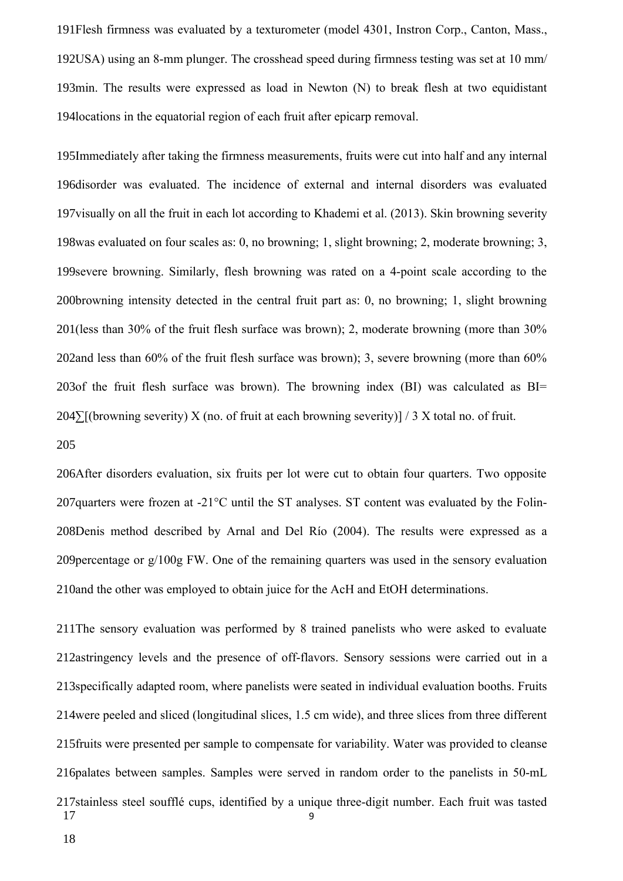Flesh firmness was evaluated by a texturometer (model 4301, Instron Corp., Canton, Mass., USA) using an 8-mm plunger. The crosshead speed during firmness testing was set at 10 mm/ min. The results were expressed as load in Newton (N) to break flesh at two equidistant locations in the equatorial region of each fruit after epicarp removal.

Immediately after taking the firmness measurements, fruits were cut into half and any internal disorder was evaluated. The incidence of external and internal disorders was evaluated visually on all the fruit in each lot according to Khademi et al. (2013). Skin browning severity was evaluated on four scales as: 0, no browning; 1, slight browning; 2, moderate browning; 3, severe browning. Similarly, flesh browning was rated on a 4-point scale according to the browning intensity detected in the central fruit part as: 0, no browning; 1, slight browning (less than 30% of the fruit flesh surface was brown); 2, moderate browning (more than 30% and less than 60% of the fruit flesh surface was brown); 3, severe browning (more than 60% of the fruit flesh surface was brown). The browning index (BI) was calculated as BI= ∑[(browning severity) X (no. of fruit at each browning severity)] / 3 X total no. of fruit.

After disorders evaluation, six fruits per lot were cut to obtain four quarters. Two opposite quarters were frozen at -21°C until the ST analyses. ST content was evaluated by the Folin-Denis method described by Arnal and Del Río (2004). The results were expressed as a percentage or g/100g FW. One of the remaining quarters was used in the sensory evaluation and the other was employed to obtain juice for the AcH and EtOH determinations.

The sensory evaluation was performed by 8 trained panelists who were asked to evaluate astringency levels and the presence of off-flavors. Sensory sessions were carried out in a specifically adapted room, where panelists were seated in individual evaluation booths. Fruits were peeled and sliced (longitudinal slices, 1.5 cm wide), and three slices from three different fruits were presented per sample to compensate for variability. Water was provided to cleanse palates between samples. Samples were served in random order to the panelists in 50-mL stainless steel soufflé cups, identified by a unique three-digit number. Each fruit was tasted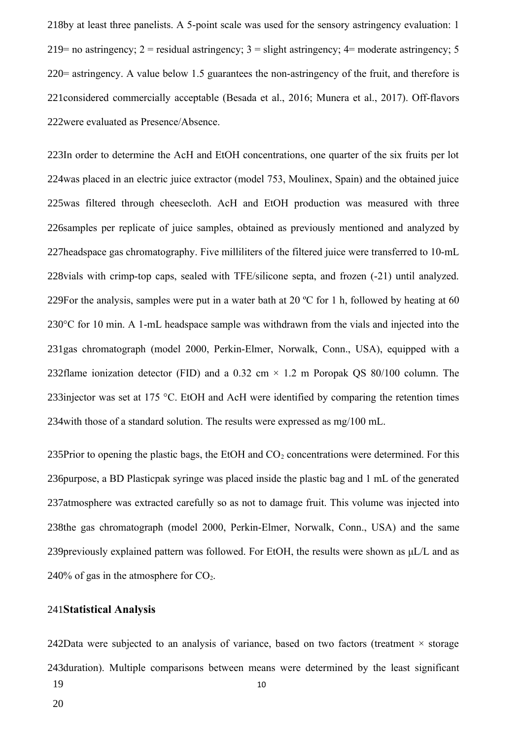by at least three panelists. A 5-point scale was used for the sensory astringency evaluation: 1 = no astringency; 2 = residual astringency; 3 = slight astringency; 4= moderate astringency; 5 = astringency. A value below 1.5 guarantees the non-astringency of the fruit, and therefore is considered commercially acceptable (Besada et al., 2016; Munera et al., 2017). Off-flavors were evaluated as Presence/Absence.

In order to determine the AcH and EtOH concentrations, one quarter of the six fruits per lot was placed in an electric juice extractor (model 753, Moulinex, Spain) and the obtained juice was filtered through cheesecloth. AcH and EtOH production was measured with three samples per replicate of juice samples, obtained as previously mentioned and analyzed by headspace gas chromatography. Five milliliters of the filtered juice were transferred to 10-mL vials with crimp-top caps, sealed with TFE/silicone septa, and frozen (-21) until analyzed. For the analysis, samples were put in a water bath at 20 ºC for 1 h, followed by heating at 60 °C for 10 min. A 1-mL headspace sample was withdrawn from the vials and injected into the gas chromatograph (model 2000, Perkin-Elmer, Norwalk, Conn., USA), equipped with a flame ionization detector (FID) and a 0.32 cm × 1.2 m Poropak QS 80/100 column. The injector was set at 175 °C. EtOH and AcH were identified by comparing the retention times with those of a standard solution. The results were expressed as mg/100 mL.

Prior to opening the plastic bags, the EtOH and $CO_2$ concentrations were determined. For this purpose, a BD Plasticpak syringe was placed inside the plastic bag and 1 mL of the generated atmosphere was extracted carefully so as not to damage fruit. This volume was injected into the gas chromatograph (model 2000, Perkin-Elmer, Norwalk, Conn., USA) and the same previously explained pattern was followed. For EtOH, the results were shown as µL/L and as % of gas in the atmosphere for $CO_2$.

## Statistical Analysis

Data were subjected to an analysis of variance, based on two factors (treatment × storage duration). Multiple comparisons between means were determined by the least significant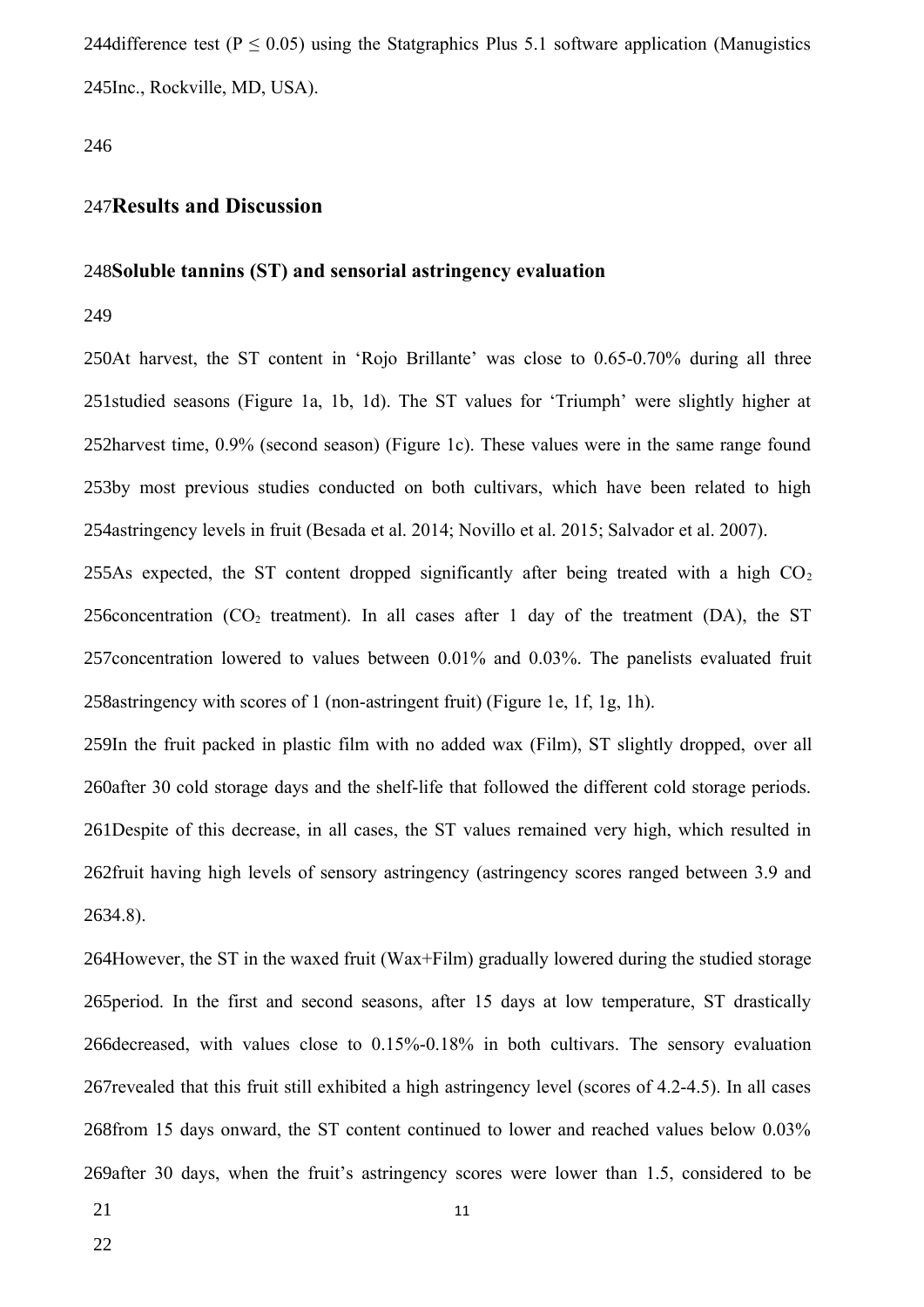difference test ($P \leq 0.05$) using the Statgraphics Plus 5.1 software application (Manugistics Inc., Rockville, MD, USA).

## Results and Discussion

### Soluble tannins (ST) and sensorial astringency evaluation

At harvest, the ST content in 'Rojo Brillante' was close to 0.65-0.70% during all three studied seasons (Figure 1a, 1b, 1d). The ST values for 'Triumph' were slightly higher at harvest time, 0.9% (second season) (Figure 1c). These values were in the same range found by most previous studies conducted on both cultivars, which have been related to high astringency levels in fruit (Besada et al. 2014; Novillo et al. 2015; Salvador et al. 2007).

As expected, the ST content dropped significantly after being treated with a high $CO_2$ concentration ($CO_2$ treatment). In all cases after 1 day of the treatment (DA), the ST concentration lowered to values between 0.01% and 0.03%. The panelists evaluated fruit astringency with scores of 1 (non-astringent fruit) (Figure 1e, 1f, 1g, 1h).

In the fruit packed in plastic film with no added wax (Film), ST slightly dropped, over all after 30 cold storage days and the shelf-life that followed the different cold storage periods. Despite of this decrease, in all cases, the ST values remained very high, which resulted in fruit having high levels of sensory astringency (astringency scores ranged between 3.9 and 4.8).

However, the ST in the waxed fruit (Wax+Film) gradually lowered during the studied storage period. In the first and second seasons, after 15 days at low temperature, ST drastically decreased, with values close to 0.15%-0.18% in both cultivars. The sensory evaluation revealed that this fruit still exhibited a high astringency level (scores of 4.2-4.5). In all cases from 15 days onward, the ST content continued to lower and reached values below 0.03% after 30 days, when the fruit's astringency scores were lower than 1.5, considered to be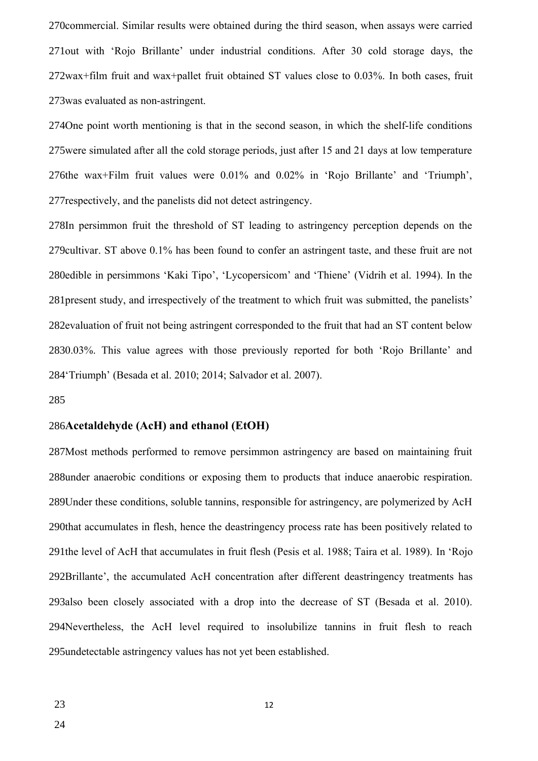commercial. Similar results were obtained during the third season, when assays were carried out with 'Rojo Brillante' under industrial conditions. After 30 cold storage days, the wax+film fruit and wax+pallet fruit obtained ST values close to 0.03%. In both cases, fruit was evaluated as non-astringent.

One point worth mentioning is that in the second season, in which the shelf-life conditions were simulated after all the cold storage periods, just after 15 and 21 days at low temperature the wax+Film fruit values were 0.01% and 0.02% in 'Rojo Brillante' and 'Triumph', respectively, and the panelists did not detect astringency.

In persimmon fruit the threshold of ST leading to astringency perception depends on the cultivar. ST above 0.1% has been found to confer an astringent taste, and these fruit are not edible in persimmons 'Kaki Tipo', 'Lycopersicom' and 'Thiene' (Vidrih et al. 1994). In the present study, and irrespectively of the treatment to which fruit was submitted, the panelists' evaluation of fruit not being astringent corresponded to the fruit that had an ST content below 0.03%. This value agrees with those previously reported for both 'Rojo Brillante' and 'Triumph' (Besada et al. 2010; 2014; Salvador et al. 2007).

## Acetaldehyde (AcH) and ethanol (EtOH)

Most methods performed to remove persimmon astringency are based on maintaining fruit under anaerobic conditions or exposing them to products that induce anaerobic respiration. Under these conditions, soluble tannins, responsible for astringency, are polymerized by AcH that accumulates in flesh, hence the deastringency process rate has been positively related to the level of AcH that accumulates in fruit flesh (Pesis et al. 1988; Taira et al. 1989). In 'Rojo Brillante', the accumulated AcH concentration after different deastringency treatments has also been closely associated with a drop into the decrease of ST (Besada et al. 2010). Nevertheless, the AcH level required to insolubilize tannins in fruit flesh to reach undetectable astringency values has not yet been established.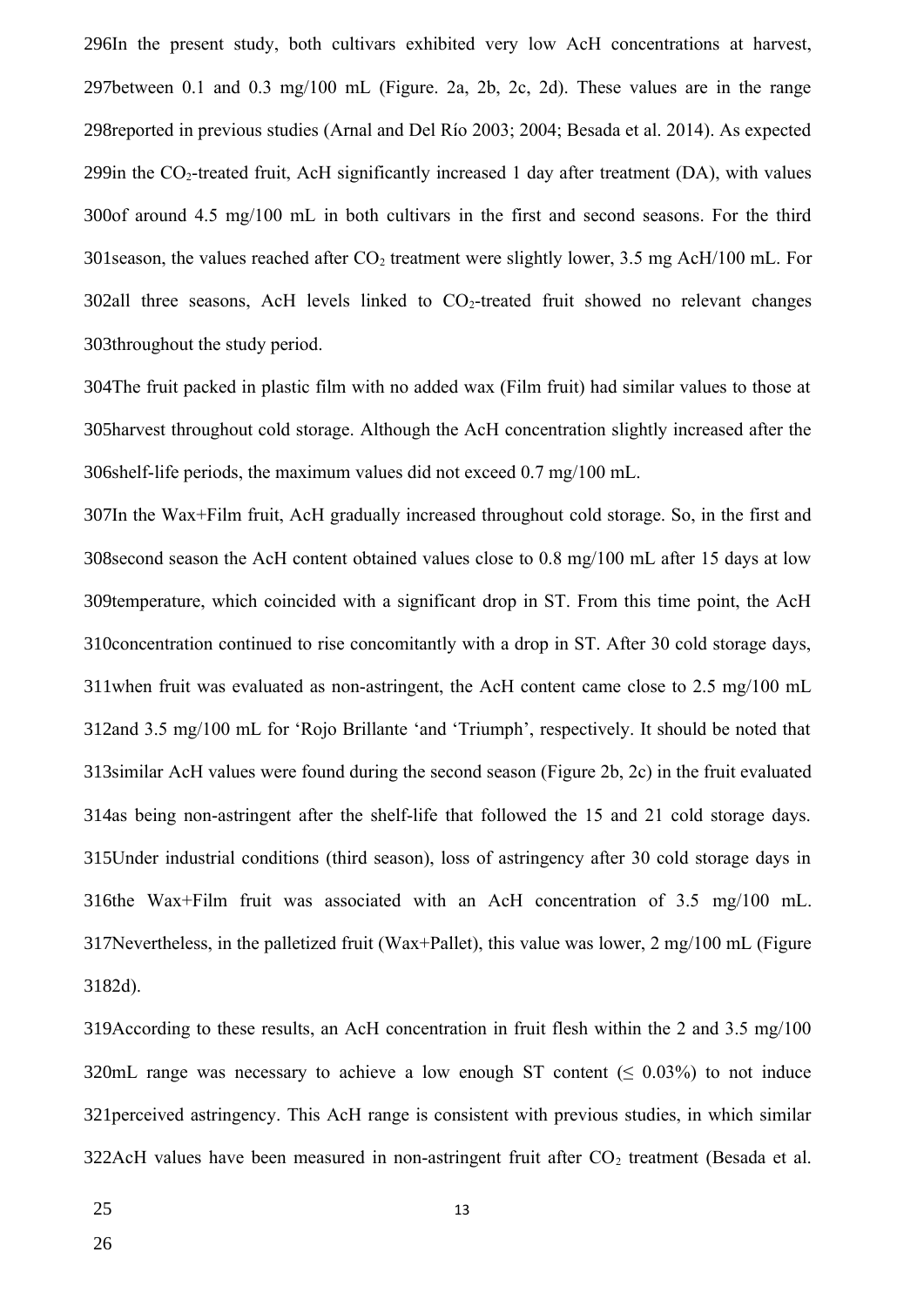296In the present study, both cultivars exhibited very low AcH concentrations at harvest, 297between 0.1 and 0.3 mg/100 mL (Figure. 2a, 2b, 2c, 2d). These values are in the range 298reported in previous studies (Arnal and Del Río 2003; 2004; Besada et al. 2014). As expected 299in the $CO_2$-treated fruit, AcH significantly increased 1 day after treatment (DA), with values 300of around 4.5 mg/100 mL in both cultivars in the first and second seasons. For the third 301season, the values reached after $CO_2$ treatment were slightly lower, 3.5 mg AcH/100 mL. For 302all three seasons, AcH levels linked to $CO_2$-treated fruit showed no relevant changes 303throughout the study period.

304The fruit packed in plastic film with no added wax (Film fruit) had similar values to those at 305harvest throughout cold storage. Although the AcH concentration slightly increased after the 306shelf-life periods, the maximum values did not exceed 0.7 mg/100 mL.

307In the Wax+Film fruit, AcH gradually increased throughout cold storage. So, in the first and 308second season the AcH content obtained values close to 0.8 mg/100 mL after 15 days at low 309temperature, which coincided with a significant drop in ST. From this time point, the AcH 310concentration continued to rise concomitantly with a drop in ST. After 30 cold storage days, 311when fruit was evaluated as non-astringent, the AcH content came close to 2.5 mg/100 mL 312and 3.5 mg/100 mL for 'Rojo Brillante 'and 'Triumph', respectively. It should be noted that 313similar AcH values were found during the second season (Figure 2b, 2c) in the fruit evaluated 314as being non-astringent after the shelf-life that followed the 15 and 21 cold storage days. 315Under industrial conditions (third season), loss of astringency after 30 cold storage days in 316the Wax+Film fruit was associated with an AcH concentration of 3.5 mg/100 mL. 317Nevertheless, in the palletized fruit (Wax+Pallet), this value was lower, 2 mg/100 mL (Figure 3182d).

319According to these results, an AcH concentration in fruit flesh within the 2 and 3.5 mg/100 320mL range was necessary to achieve a low enough ST content ($\leq$ 0.03%) to not induce 321perceived astringency. This AcH range is consistent with previous studies, in which similar 322AcH values have been measured in non-astringent fruit after $CO_2$ treatment (Besada et al.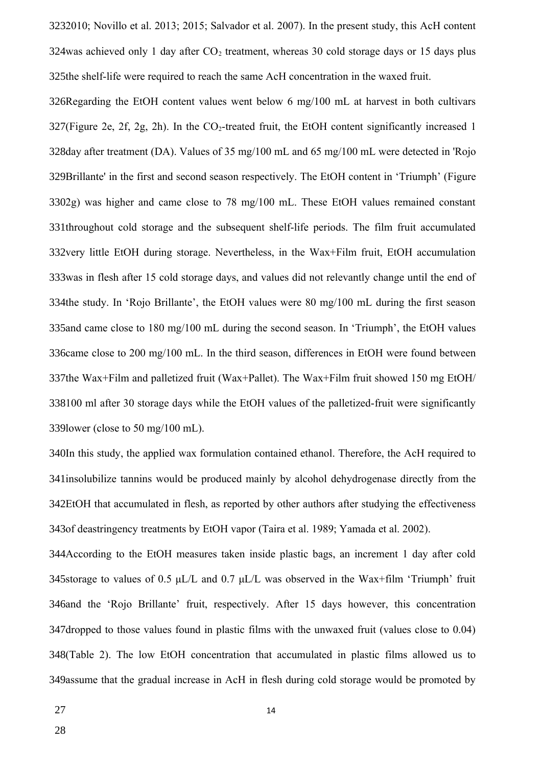2010; Novillo et al. 2013; 2015; Salvador et al. 2007). In the present study, this AcH content was achieved only 1 day after $CO_2$ treatment, whereas 30 cold storage days or 15 days plus the shelf-life were required to reach the same AcH concentration in the waxed fruit.

Regarding the EtOH content values went below 6 mg/100 mL at harvest in both cultivars (Figure 2e, 2f, 2g, 2h). In the $CO_2$-treated fruit, the EtOH content significantly increased 1 day after treatment (DA). Values of 35 mg/100 mL and 65 mg/100 mL were detected in 'Rojo Brillante' in the first and second season respectively. The EtOH content in 'Triumph' (Figure 2g) was higher and came close to 78 mg/100 mL. These EtOH values remained constant throughout cold storage and the subsequent shelf-life periods. The film fruit accumulated very little EtOH during storage. Nevertheless, in the Wax+Film fruit, EtOH accumulation was in flesh after 15 cold storage days, and values did not relevantly change until the end of the study. In 'Rojo Brillante', the EtOH values were 80 mg/100 mL during the first season and came close to 180 mg/100 mL during the second season. In 'Triumph', the EtOH values came close to 200 mg/100 mL. In the third season, differences in EtOH were found between the Wax+Film and palletized fruit (Wax+Pallet). The Wax+Film fruit showed 150 mg EtOH/ 100 ml after 30 storage days while the EtOH values of the palletized-fruit were significantly lower (close to 50 mg/100 mL).

In this study, the applied wax formulation contained ethanol. Therefore, the AcH required to insolubilize tannins would be produced mainly by alcohol dehydrogenase directly from the EtOH that accumulated in flesh, as reported by other authors after studying the effectiveness of deastringency treatments by EtOH vapor (Taira et al. 1989; Yamada et al. 2002).

According to the EtOH measures taken inside plastic bags, an increment 1 day after cold storage to values of 0.5 μL/L and 0.7 μL/L was observed in the Wax+film 'Triumph' fruit and the 'Rojo Brillante' fruit, respectively. After 15 days however, this concentration dropped to those values found in plastic films with the unwaxed fruit (values close to 0.04) (Table 2). The low EtOH concentration that accumulated in plastic films allowed us to assume that the gradual increase in AcH in flesh during cold storage would be promoted by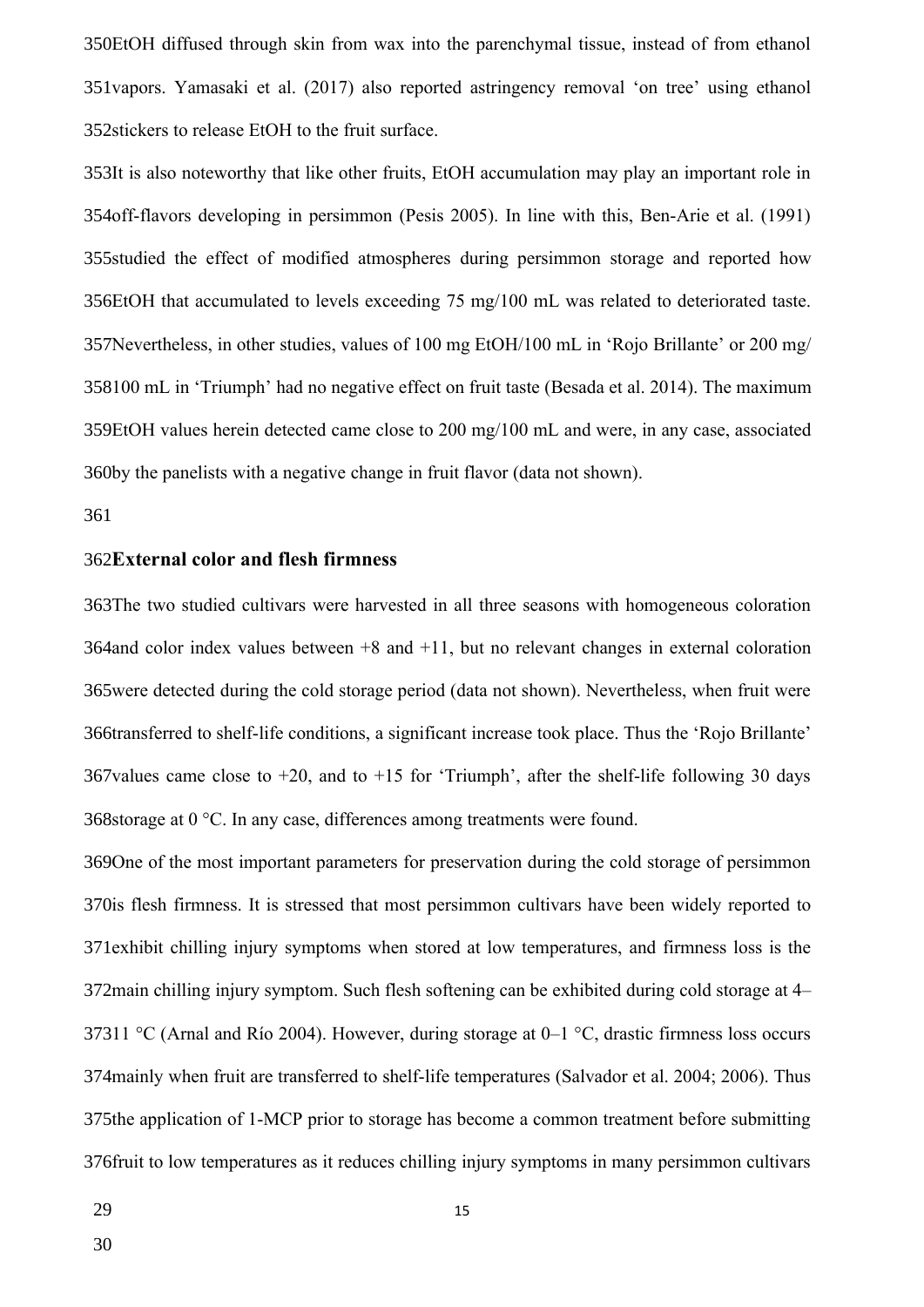EtOH diffused through skin from wax into the parenchymal tissue, instead of from ethanol vapors. Yamasaki et al. (2017) also reported astringency removal 'on tree' using ethanol stickers to release EtOH to the fruit surface.

It is also noteworthy that like other fruits, EtOH accumulation may play an important role in off-flavors developing in persimmon (Pesis 2005). In line with this, Ben-Arie et al. (1991) studied the effect of modified atmospheres during persimmon storage and reported how EtOH that accumulated to levels exceeding 75 mg/100 mL was related to deteriorated taste. Nevertheless, in other studies, values of 100 mg EtOH/100 mL in 'Rojo Brillante' or 200 mg/100 mL in 'Triumph' had no negative effect on fruit taste (Besada et al. 2014). The maximum EtOH values herein detected came close to 200 mg/100 mL and were, in any case, associated by the panelists with a negative change in fruit flavor (data not shown).

## External color and flesh firmness

The two studied cultivars were harvested in all three seasons with homogeneous coloration and color index values between +8 and +11, but no relevant changes in external coloration were detected during the cold storage period (data not shown). Nevertheless, when fruit were transferred to shelf-life conditions, a significant increase took place. Thus the 'Rojo Brillante' values came close to +20, and to +15 for 'Triumph', after the shelf-life following 30 days storage at 0 °C. In any case, differences among treatments were found.

One of the most important parameters for preservation during the cold storage of persimmon is flesh firmness. It is stressed that most persimmon cultivars have been widely reported to exhibit chilling injury symptoms when stored at low temperatures, and firmness loss is the main chilling injury symptom. Such flesh softening can be exhibited during cold storage at 4–11 °C (Arnal and Río 2004). However, during storage at 0–1 °C, drastic firmness loss occurs mainly when fruit are transferred to shelf-life temperatures (Salvador et al. 2004; 2006). Thus the application of 1-MCP prior to storage has become a common treatment before submitting fruit to low temperatures as it reduces chilling injury symptoms in many persimmon cultivars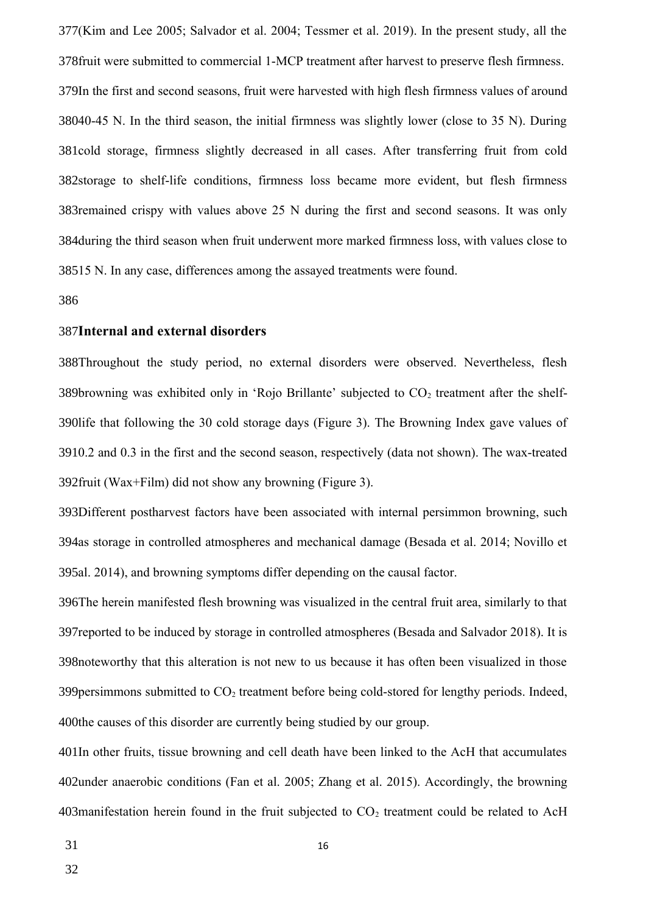(Kim and Lee 2005; Salvador et al. 2004; Tessmer et al. 2019). In the present study, all the fruit were submitted to commercial 1-MCP treatment after harvest to preserve flesh firmness. In the first and second seasons, fruit were harvested with high flesh firmness values of around 40-45 N. In the third season, the initial firmness was slightly lower (close to 35 N). During cold storage, firmness slightly decreased in all cases. After transferring fruit from cold storage to shelf-life conditions, firmness loss became more evident, but flesh firmness remained crispy with values above 25 N during the first and second seasons. It was only during the third season when fruit underwent more marked firmness loss, with values close to 15 N. In any case, differences among the assayed treatments were found.

## Internal and external disorders

Throughout the study period, no external disorders were observed. Nevertheless, flesh browning was exhibited only in 'Rojo Brillante' subjected to $CO_2$ treatment after the shelf-life that following the 30 cold storage days (Figure 3). The Browning Index gave values of 0.2 and 0.3 in the first and the second season, respectively (data not shown). The wax-treated fruit (Wax+Film) did not show any browning (Figure 3).

Different postharvest factors have been associated with internal persimmon browning, such as storage in controlled atmospheres and mechanical damage (Besada et al. 2014; Novillo et al. 2014), and browning symptoms differ depending on the causal factor.

The herein manifested flesh browning was visualized in the central fruit area, similarly to that reported to be induced by storage in controlled atmospheres (Besada and Salvador 2018). It is noteworthy that this alteration is not new to us because it has often been visualized in those persimmons submitted to $CO_2$ treatment before being cold-stored for lengthy periods. Indeed, the causes of this disorder are currently being studied by our group.

In other fruits, tissue browning and cell death have been linked to the AcH that accumulates under anaerobic conditions (Fan et al. 2005; Zhang et al. 2015). Accordingly, the browning manifestation herein found in the fruit subjected to $CO_2$ treatment could be related to AcH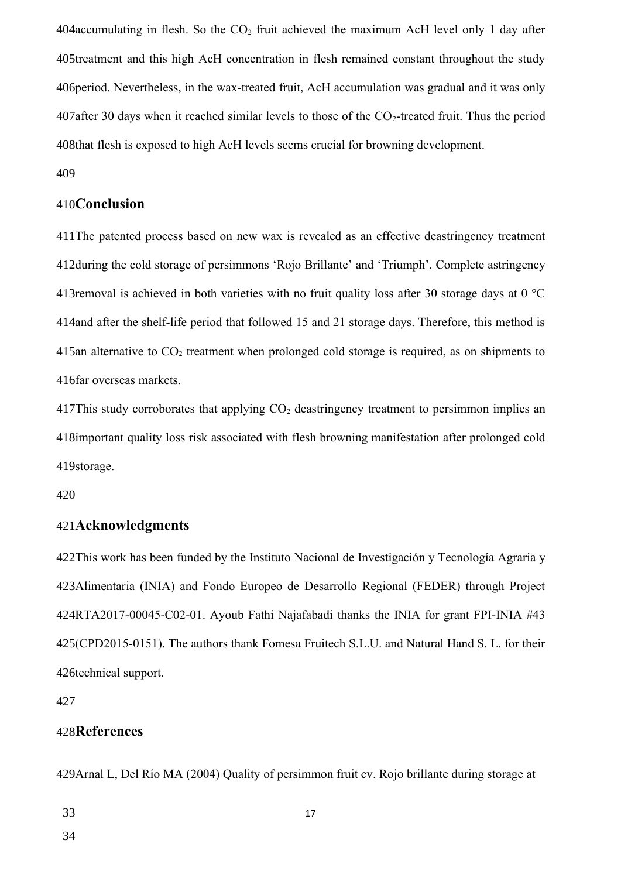accumulating in flesh. So the $CO_2$ fruit achieved the maximum AcH level only 1 day after treatment and this high AcH concentration in flesh remained constant throughout the study period. Nevertheless, in the wax-treated fruit, AcH accumulation was gradual and it was only after 30 days when it reached similar levels to those of the $CO_2$-treated fruit. Thus the period that flesh is exposed to high AcH levels seems crucial for browning development.

## Conclusion

The patented process based on new wax is revealed as an effective deastringency treatment during the cold storage of persimmons 'Rojo Brillante' and 'Triumph'. Complete astringency removal is achieved in both varieties with no fruit quality loss after 30 storage days at 0 °C and after the shelf-life period that followed 15 and 21 storage days. Therefore, this method is an alternative to $CO_2$ treatment when prolonged cold storage is required, as on shipments to far overseas markets.

This study corroborates that applying $CO_2$ deastringency treatment to persimmon implies an important quality loss risk associated with flesh browning manifestation after prolonged cold storage.

## Acknowledgments

This work has been funded by the Instituto Nacional de Investigación y Tecnología Agraria y Alimentaria (INIA) and Fondo Europeo de Desarrollo Regional (FEDER) through Project RTA2017-00045-C02-01. Ayoub Fathi Najafabadi thanks the INIA for grant FPI-INIA #43 (CPD2015-0151). The authors thank Fomesa Fruitech S.L.U. and Natural Hand S. L. for their technical support.

## References

Arnal L, Del Río MA (2004) Quality of persimmon fruit cv. Rojo brillante during storage at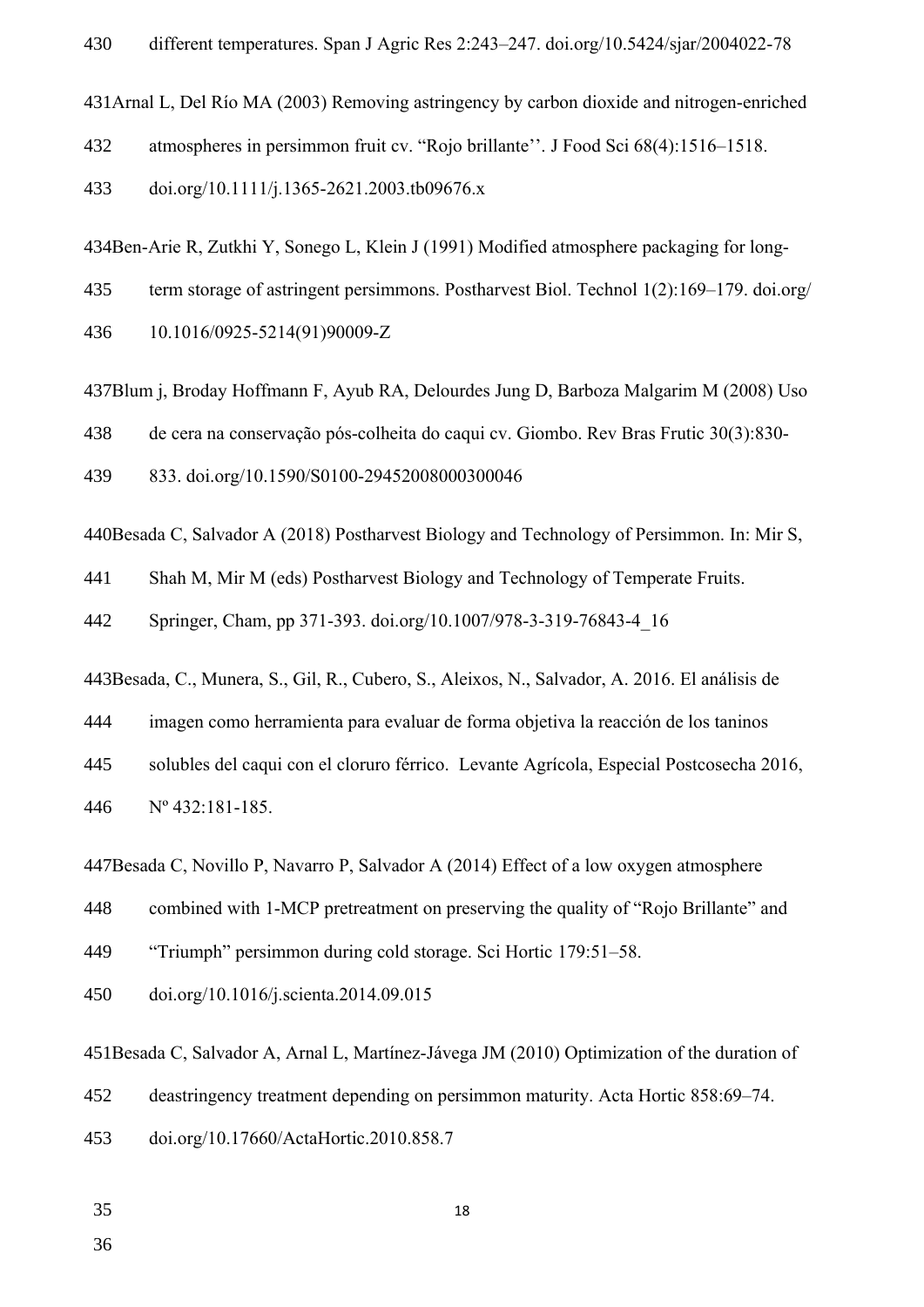different temperatures. Span J Agric Res 2:243–247. doi.org/10.5424/sjar/2004022-78

Arnal L, Del Río MA (2003) Removing astringency by carbon dioxide and nitrogen-enriched atmospheres in persimmon fruit cv. "Rojo brillante''. J Food Sci 68(4):1516–1518. doi.org/10.1111/j.1365-2621.2003.tb09676.x

Ben-Arie R, Zutkhi Y, Sonego L, Klein J (1991) Modified atmosphere packaging for long-term storage of astringent persimmons. Postharvest Biol. Technol 1(2):169–179. doi.org/10.1016/0925-5214(91)90009-Z

Blum j, Broday Hoffmann F, Ayub RA, Delourdes Jung D, Barboza Malgarim M (2008) Uso de cera na conservação pós-colheita do caqui cv. Giombo. Rev Bras Frutic 30(3):830-833. doi.org/10.1590/S0100-29452008000300046

Besada C, Salvador A (2018) Postharvest Biology and Technology of Persimmon. In: Mir S, Shah M, Mir M (eds) Postharvest Biology and Technology of Temperate Fruits. Springer, Cham, pp 371-393. doi.org/10.1007/978-3-319-76843-4_16

Besada, C., Munera, S., Gil, R., Cubero, S., Aleixos, N., Salvador, A. 2016. El análisis de imagen como herramienta para evaluar de forma objetiva la reacción de los taninos solubles del caqui con el cloruro férrico. Levante Agrícola, Especial Postcosecha 2016, Nº 432:181-185.

Besada C, Novillo P, Navarro P, Salvador A (2014) Effect of a low oxygen atmosphere combined with 1-MCP pretreatment on preserving the quality of "Rojo Brillante" and "Triumph" persimmon during cold storage. Sci Hortic 179:51–58. doi.org/10.1016/j.scienta.2014.09.015

Besada C, Salvador A, Arnal L, Martínez-Jávega JM (2010) Optimization of the duration of deastringency treatment depending on persimmon maturity. Acta Hortic 858:69–74. doi.org/10.17660/ActaHortic.2010.858.7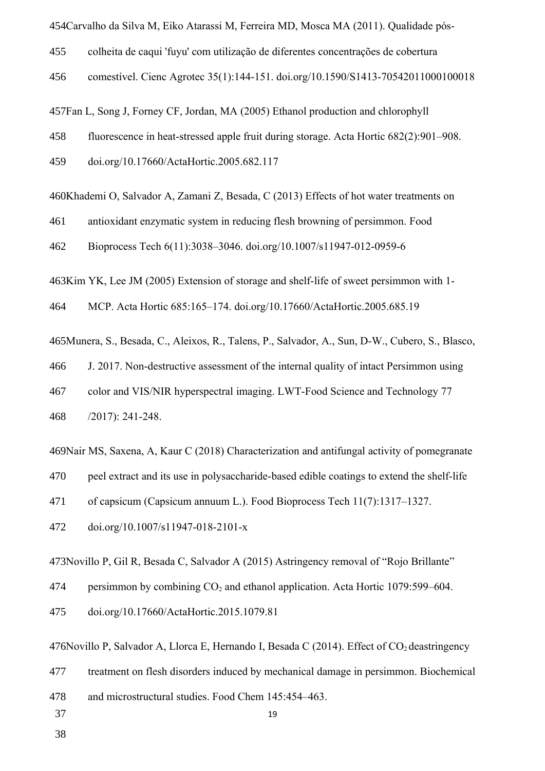454Carvalho da Silva M, Eiko Atarassi M, Ferreira MD, Mosca MA (2011). Qualidade pós-
455 colheita de caqui 'fuyu' com utilização de diferentes concentrações de cobertura
456 comestível. Cienc Agrotec 35(1):144-151. doi.org/10.1590/S1413-70542011000100018

457Fan L, Song J, Forney CF, Jordan, MA (2005) Ethanol production and chlorophyll
458 fluorescence in heat-stressed apple fruit during storage. Acta Hortic 682(2):901–908.
459 doi.org/10.17660/ActaHortic.2005.682.117

460Khademi O, Salvador A, Zamani Z, Besada, C (2013) Effects of hot water treatments on
461 antioxidant enzymatic system in reducing flesh browning of persimmon. Food
462 Bioprocess Tech 6(11):3038–3046. doi.org/10.1007/s11947-012-0959-6

463Kim YK, Lee JM (2005) Extension of storage and shelf-life of sweet persimmon with 1-
464 MCP. Acta Hortic 685:165–174. doi.org/10.17660/ActaHortic.2005.685.19

465Munera, S., Besada, C., Aleixos, R., Talens, P., Salvador, A., Sun, D-W., Cubero, S., Blasco,
466 J. 2017. Non-destructive assessment of the internal quality of intact Persimmon using
467 color and VIS/NIR hyperspectral imaging. LWT-Food Science and Technology 77
468 /2017): 241-248.

469Nair MS, Saxena, A, Kaur C (2018) Characterization and antifungal activity of pomegranate
470 peel extract and its use in polysaccharide-based edible coatings to extend the shelf-life
471 of capsicum (Capsicum annuum L.). Food Bioprocess Tech 11(7):1317–1327.
472 doi.org/10.1007/s11947-018-2101-x

473Novillo P, Gil R, Besada C, Salvador A (2015) Astringency removal of "Rojo Brillante"
474 persimmon by combining $CO_2$ and ethanol application. Acta Hortic 1079:599–604.
475 doi.org/10.17660/ActaHortic.2015.1079.81

476Novillo P, Salvador A, Llorca E, Hernando I, Besada C (2014). Effect of $CO_2$ deastringency
477 treatment on flesh disorders induced by mechanical damage in persimmon. Biochemical
478 and microstructural studies. Food Chem 145:454–463.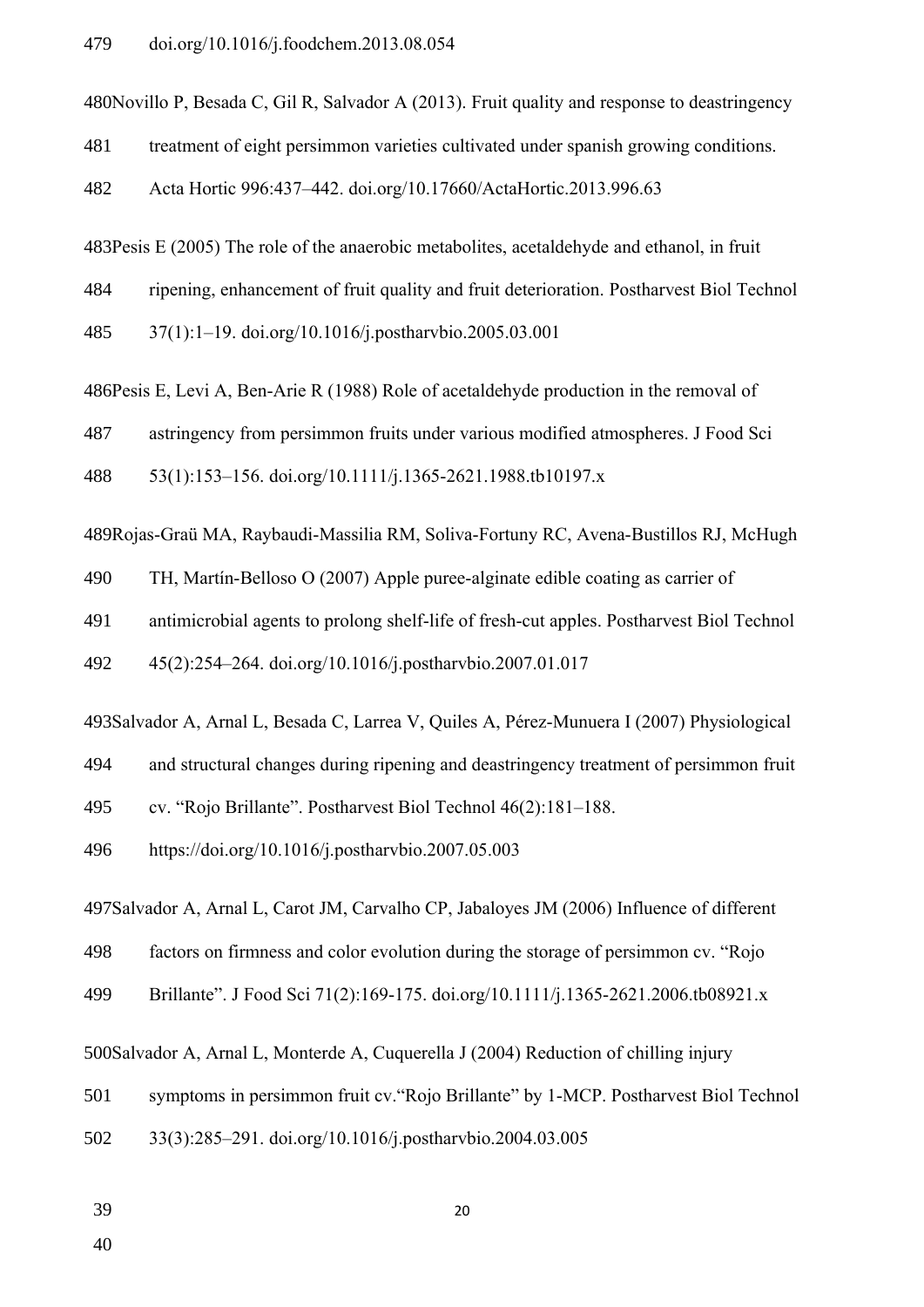doi.org/10.1016/j.foodchem.2013.08.054

Novillo P, Besada C, Gil R, Salvador A (2013). Fruit quality and response to deastringency treatment of eight persimmon varieties cultivated under spanish growing conditions. Acta Hortic 996:437–442. doi.org/10.17660/ActaHortic.2013.996.63

Pesis E (2005) The role of the anaerobic metabolites, acetaldehyde and ethanol, in fruit ripening, enhancement of fruit quality and fruit deterioration. Postharvest Biol Technol 37(1):1–19. doi.org/10.1016/j.postharvbio.2005.03.001

Pesis E, Levi A, Ben-Arie R (1988) Role of acetaldehyde production in the removal of astringency from persimmon fruits under various modified atmospheres. J Food Sci 53(1):153–156. doi.org/10.1111/j.1365-2621.1988.tb10197.x

Rojas-Graü MA, Raybaudi-Massilia RM, Soliva-Fortuny RC, Avena-Bustillos RJ, McHugh TH, Martín-Belloso O (2007) Apple puree-alginate edible coating as carrier of antimicrobial agents to prolong shelf-life of fresh-cut apples. Postharvest Biol Technol 45(2):254–264. doi.org/10.1016/j.postharvbio.2007.01.017

Salvador A, Arnal L, Besada C, Larrea V, Quiles A, Pérez-Munuera I (2007) Physiological and structural changes during ripening and deastringency treatment of persimmon fruit cv. "Rojo Brillante". Postharvest Biol Technol 46(2):181–188. https://doi.org/10.1016/j.postharvbio.2007.05.003

Salvador A, Arnal L, Carot JM, Carvalho CP, Jabaloyes JM (2006) Influence of different factors on firmness and color evolution during the storage of persimmon cv. "Rojo Brillante". J Food Sci 71(2):169-175. doi.org/10.1111/j.1365-2621.2006.tb08921.x

Salvador A, Arnal L, Monterde A, Cuquerella J (2004) Reduction of chilling injury symptoms in persimmon fruit cv."Rojo Brillante" by 1-MCP. Postharvest Biol Technol 33(3):285–291. doi.org/10.1016/j.postharvbio.2004.03.005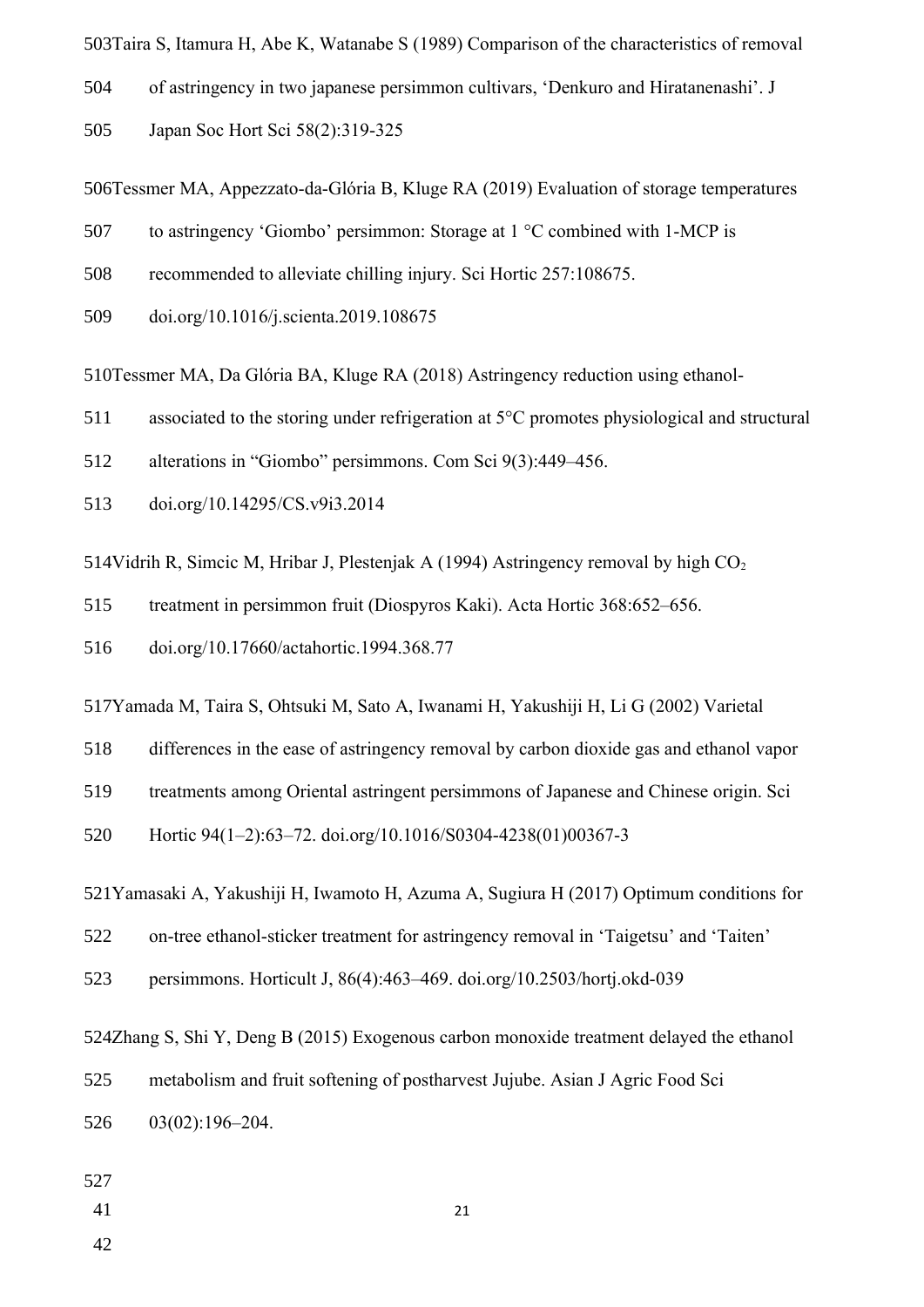Taira S, Itamura H, Abe K, Watanabe S (1989) Comparison of the characteristics of removal of astringency in two japanese persimmon cultivars, 'Denkuro and Hiratanenashi'. J Japan Soc Hort Sci 58(2):319-325

Tessmer MA, Appezzato-da-Glória B, Kluge RA (2019) Evaluation of storage temperatures to astringency 'Giombo' persimmon: Storage at 1 °C combined with 1-MCP is recommended to alleviate chilling injury. Sci Hortic 257:108675. doi.org/10.1016/j.scienta.2019.108675

Tessmer MA, Da Glória BA, Kluge RA (2018) Astringency reduction using ethanol-associated to the storing under refrigeration at 5°C promotes physiological and structural alterations in "Giombo" persimmons. Com Sci 9(3):449–456. doi.org/10.14295/CS.v9i3.2014

Vidrih R, Simcic M, Hribar J, Plestenjak A (1994) Astringency removal by high $CO_2$ treatment in persimmon fruit (Diospyros Kaki). Acta Hortic 368:652–656. doi.org/10.17660/actahortic.1994.368.77

Yamada M, Taira S, Ohtsuki M, Sato A, Iwanami H, Yakushiji H, Li G (2002) Varietal differences in the ease of astringency removal by carbon dioxide gas and ethanol vapor treatments among Oriental astringent persimmons of Japanese and Chinese origin. Sci Hortic 94(1–2):63–72. doi.org/10.1016/S0304-4238(01)00367-3

Yamasaki A, Yakushiji H, Iwamoto H, Azuma A, Sugiura H (2017) Optimum conditions for on-tree ethanol-sticker treatment for astringency removal in 'Taigetsu' and 'Taiten' persimmons. Horticult J, 86(4):463–469. doi.org/10.2503/hortj.okd-039

Zhang S, Shi Y, Deng B (2015) Exogenous carbon monoxide treatment delayed the ethanol metabolism and fruit softening of postharvest Jujube. Asian J Agric Food Sci 03(02):196–204.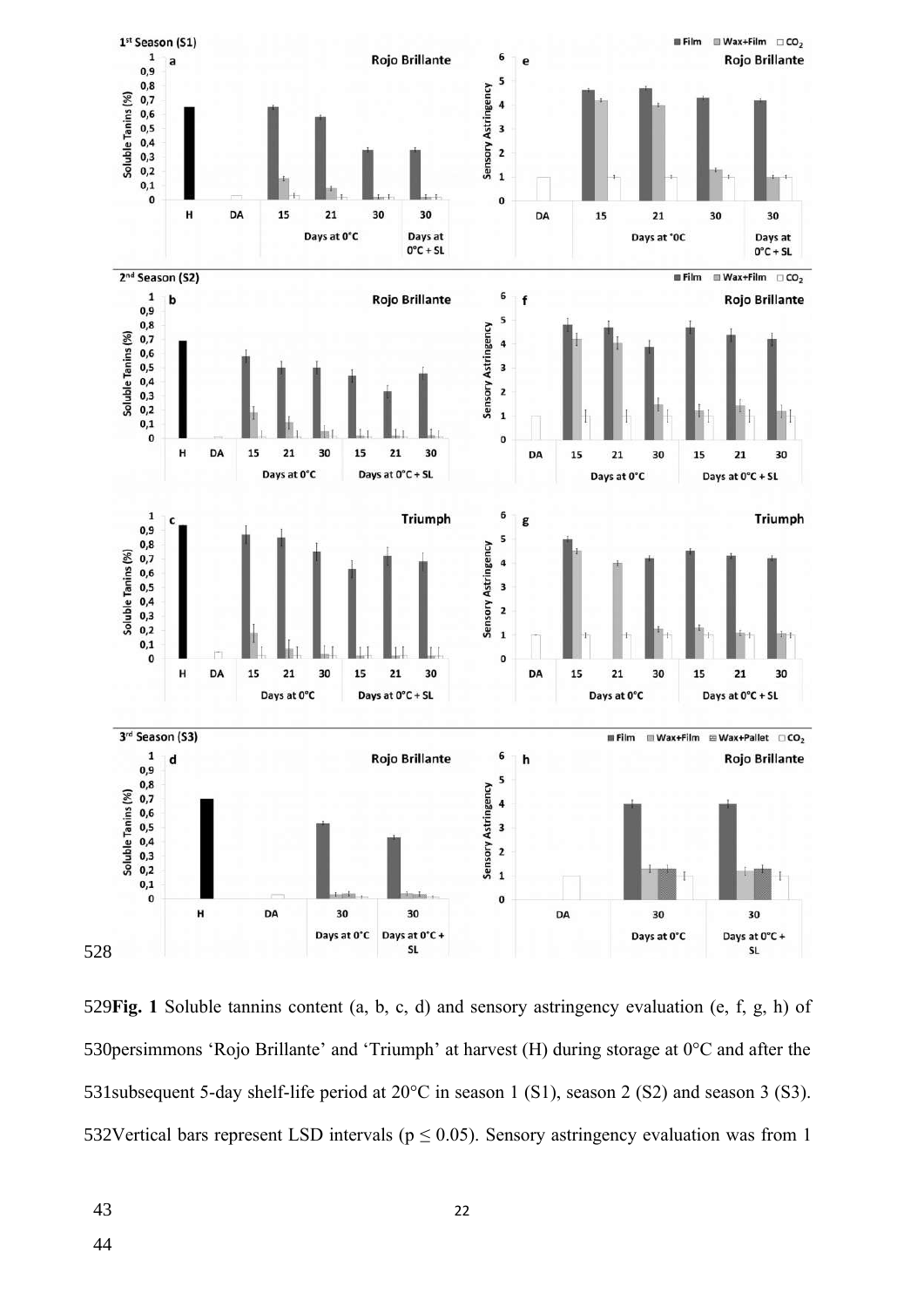Fig. 1 Soluble tannins content (a, b, c, d) and sensory astringency evaluation (e, f, g, h) of persimmons 'Rojo Brillante' and 'Triumph' at harvest (H) during storage at 0°C and after the subsequent 5-day shelf-life period at 20°C in season 1 (S1), season 2 (S2) and season 3 (S3). Vertical bars represent LSD intervals ($p \leq 0.05$). Sensory astringency evaluation was from 1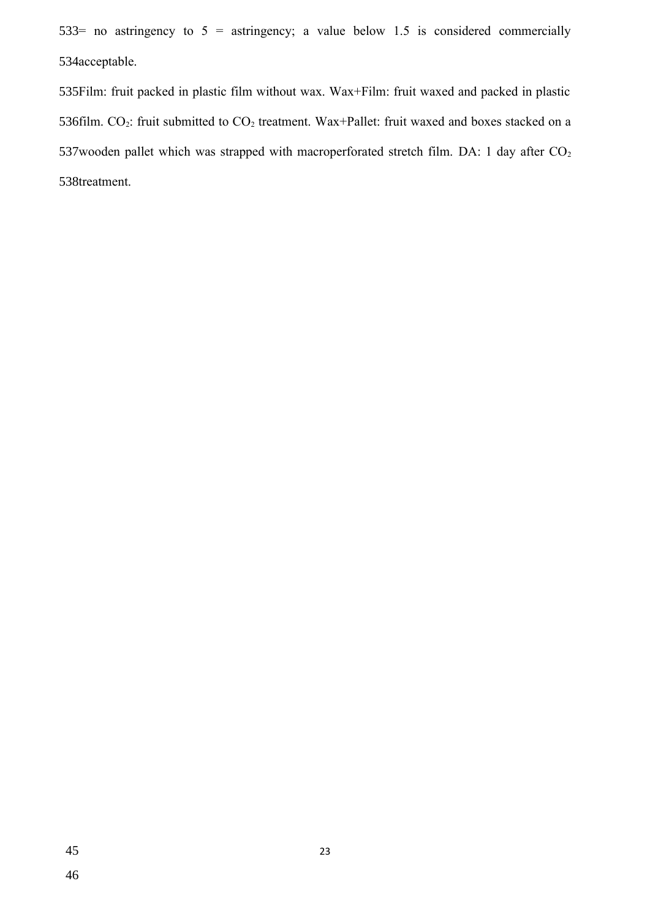533= no astringency to 5 = astringency; a value below 1.5 is considered commercially 534acceptable.

535Film: fruit packed in plastic film without wax. Wax+Film: fruit waxed and packed in plastic 536film. $CO_2$: fruit submitted to $CO_2$ treatment. Wax+Pallet: fruit waxed and boxes stacked on a 537wooden pallet which was strapped with macroperforated stretch film. DA: 1 day after $CO_2$ 538treatment.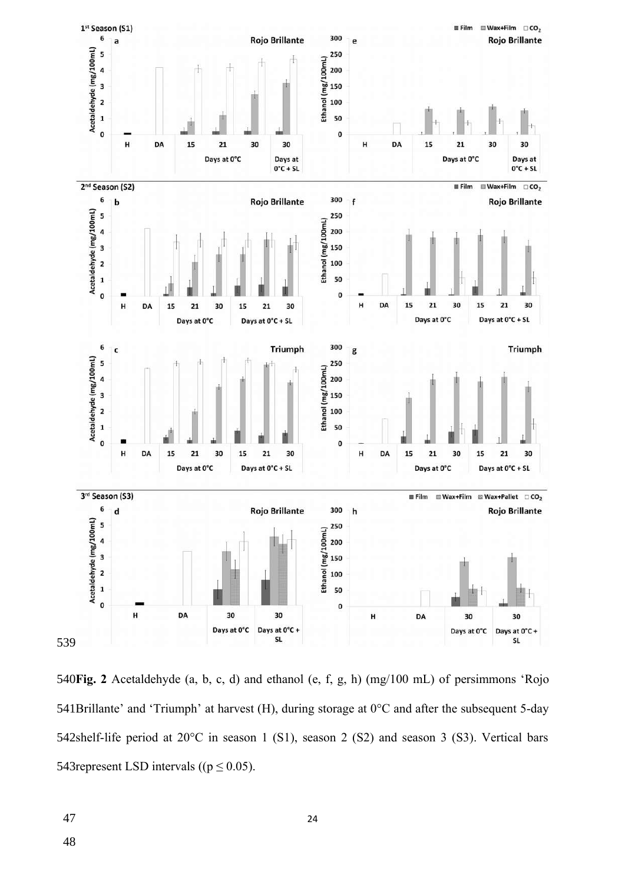**Fig. 2** Acetaldehyde (a, b, c, d) and ethanol (e, f, g, h) (mg/100 mL) of persimmons 'Rojo Brillante' and 'Triumph' at harvest (H), during storage at 0°C and after the subsequent 5-day shelf-life period at 20°C in season 1 (S1), season 2 (S2) and season 3 (S3). Vertical bars represent LSD intervals (($p \leq 0.05$).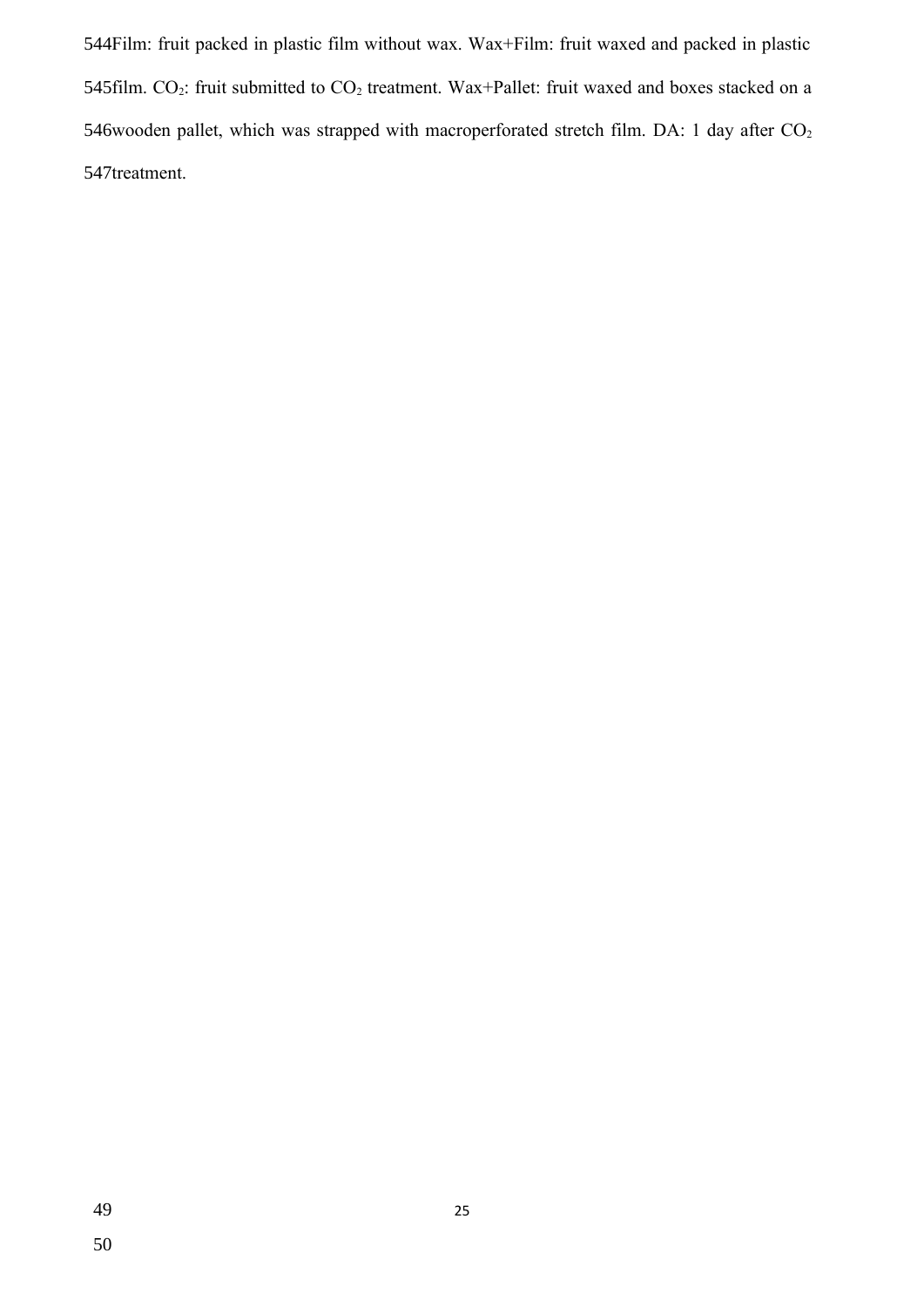Film: fruit packed in plastic film without wax. Wax+Film: fruit waxed and packed in plastic film. $CO_2$: fruit submitted to $CO_2$ treatment. Wax+Pallet: fruit waxed and boxes stacked on a wooden pallet, which was strapped with macroperforated stretch film. DA: 1 day after $CO_2$ treatment.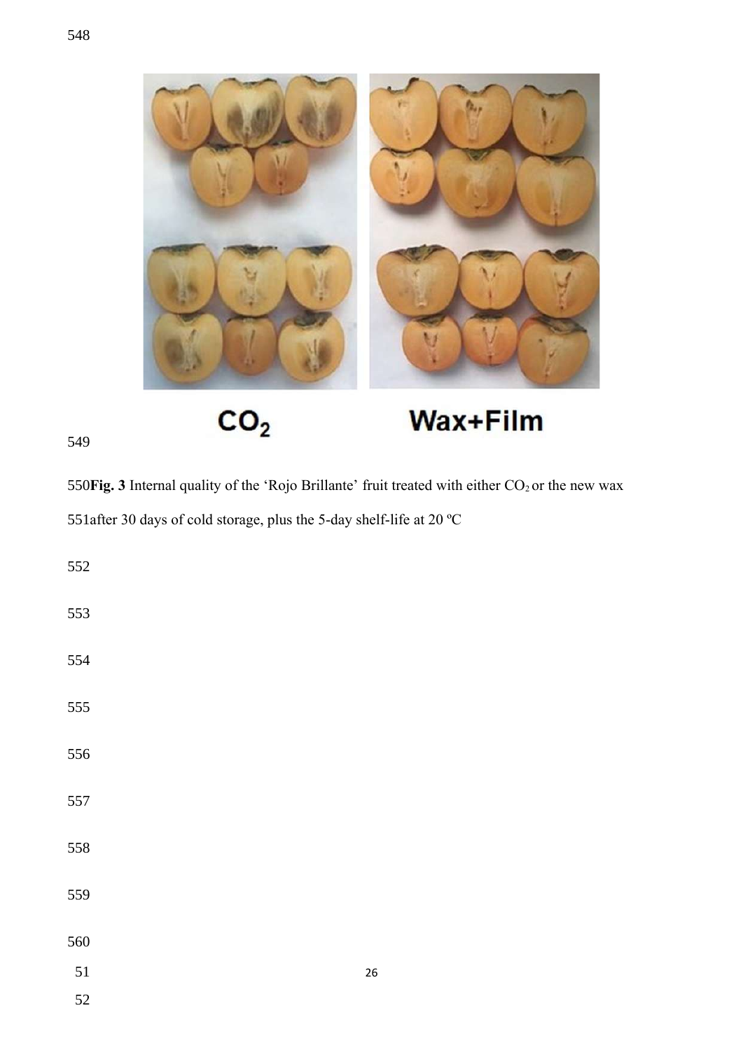**Fig. 3** Internal quality of the 'Rojo Brillante' fruit treated with either $CO_2$ or the new wax after 30 days of cold storage, plus the 5-day shelf-life at 20 ºC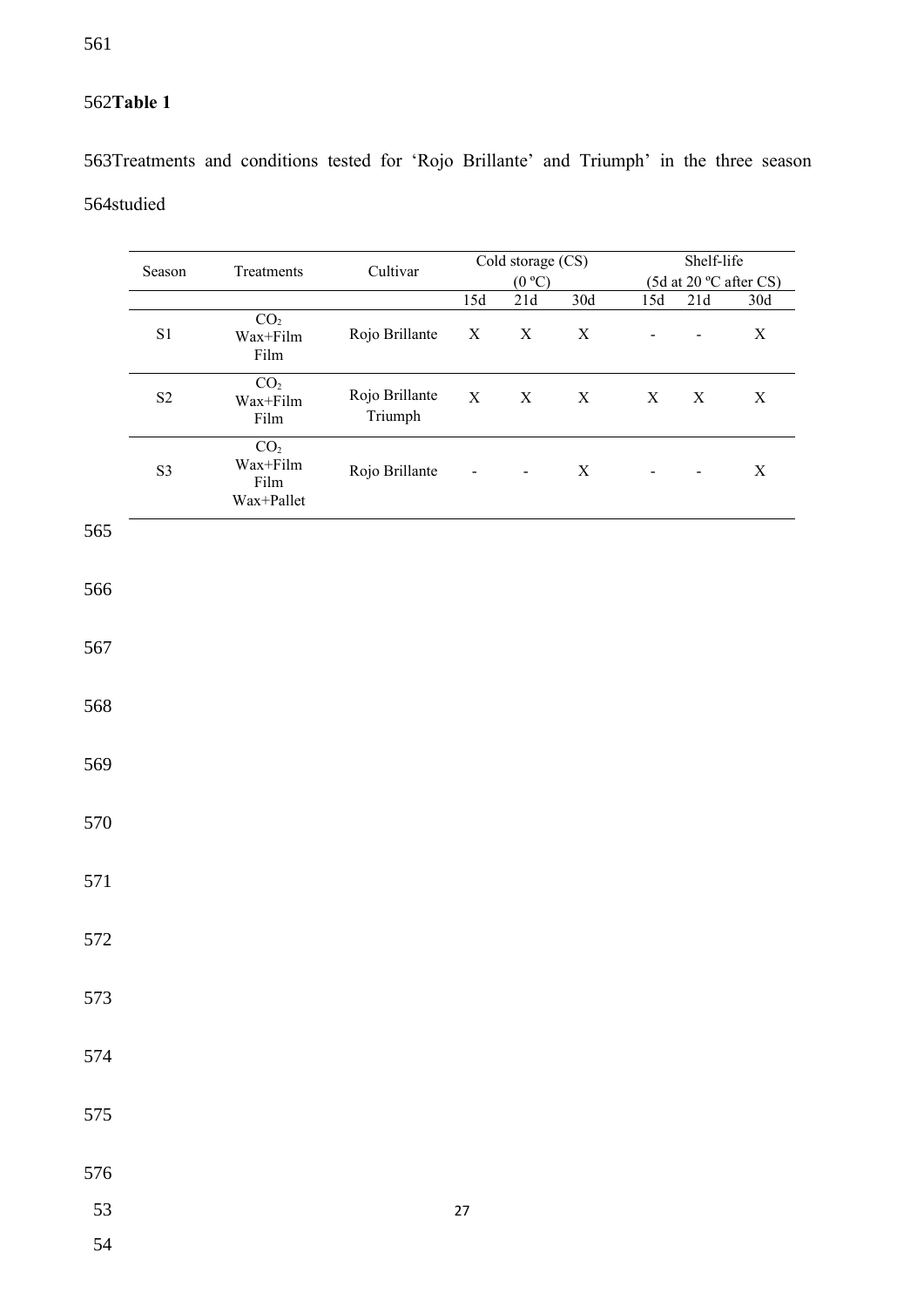**Table 1**

Treatments and conditions tested for 'Rojo Brillante' and Triumph' in the three season studied

| Season | Treatments | Cultivar | Cold storage (CS) (0 ºC) | | | Shelf-life (5d at 20 ºC after CS) | | |
|---|---|---|---|---|---|---|---|---|
| | | | 15d | 21d | 30d | 15d | 21d | 30d |
| S1 | $CO_2$<br>Wax+Film<br>Film | Rojo Brillante | X | X | X | - | - | X |
| S2 | $CO_2$<br>Wax+Film<br>Film | Rojo Brillante<br>Triumph | X | X | X | X | X | X |
| S3 | $CO_2$<br>Wax+Film<br>Film<br>Wax+Pallet | Rojo Brillante | - | - | X | - | - | X |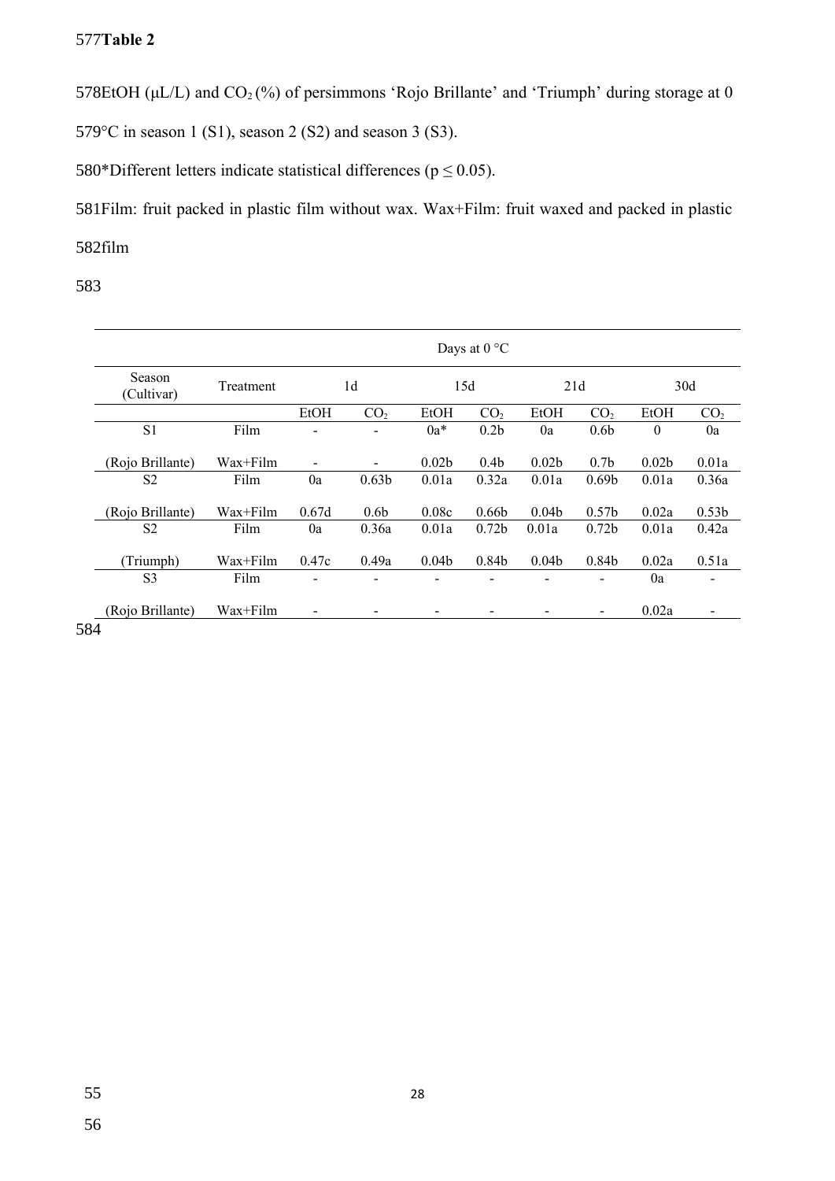577**Table 2**

578EtOH (μL/L) and $CO_2$ (%) of persimmons 'Rojo Brillante' and 'Triumph' during storage at 0

579°C in season 1 (S1), season 2 (S2) and season 3 (S3).

580*Different letters indicate statistical differences ($p \leq 0.05$).

581Film: fruit packed in plastic film without wax. Wax+Film: fruit waxed and packed in plastic

582film

583

| | | Days at 0 °C | | | | | | | |
|---|---|---|---|---|---|---|---|---|---|
| Season (Cultivar) | Treatment | 1d | | 15d | | 21d | | 30d | |
| | | EtOH | $CO_2$ | EtOH | $CO_2$ | EtOH | $CO_2$ | EtOH | $CO_2$ |
| S1 | Film | - | - | 0a* | 0.2b | 0a | 0.6b | 0 | 0a |
| (Rojo Brillante) | Wax+Film | - | - | 0.02b | 0.4b | 0.02b | 0.7b | 0.02b | 0.01a |
| S2 | Film | 0a | 0.63b | 0.01a | 0.32a | 0.01a | 0.69b | 0.01a | 0.36a |
| (Rojo Brillante) | Wax+Film | 0.67d | 0.6b | 0.08c | 0.66b | 0.04b | 0.57b | 0.02a | 0.53b |
| S2 | Film | 0a | 0.36a | 0.01a | 0.72b | 0.01a | 0.72b | 0.01a | 0.42a |
| (Triumph) | Wax+Film | 0.47c | 0.49a | 0.04b | 0.84b | 0.04b | 0.84b | 0.02a | 0.51a |
| S3 | Film | - | - | - | - | - | - | 0a | - |
| (Rojo Brillante) | Wax+Film | - | - | - | - | - | - | 0.02a | - |

584